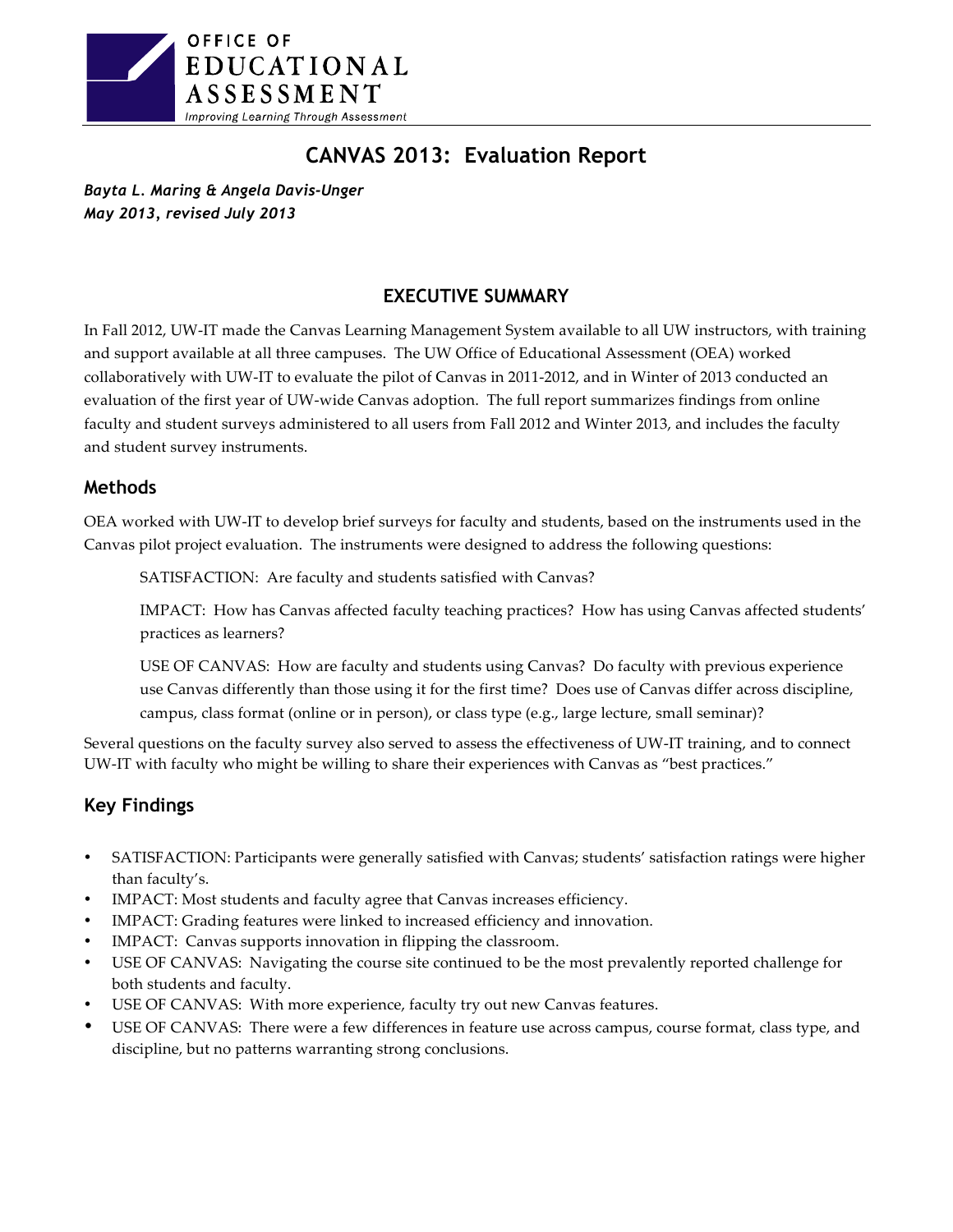OFFICE OF EDUCATIONAL ASSESSMENT
*Improving Learning Through Assessment*

# CANVAS 2013: Evaluation Report

***Bayta L. Maring & Angela Davis-Unger***
***May 2013, revised July 2013***

## EXECUTIVE SUMMARY

In Fall 2012, UW-IT made the Canvas Learning Management System available to all UW instructors, with training and support available at all three campuses. The UW Office of Educational Assessment (OEA) worked collaboratively with UW-IT to evaluate the pilot of Canvas in 2011-2012, and in Winter of 2013 conducted an evaluation of the first year of UW-wide Canvas adoption. The full report summarizes findings from online faculty and student surveys administered to all users from Fall 2012 and Winter 2013, and includes the faculty and student survey instruments.

### Methods

OEA worked with UW-IT to develop brief surveys for faculty and students, based on the instruments used in the Canvas pilot project evaluation. The instruments were designed to address the following questions:

> SATISFACTION: Are faculty and students satisfied with Canvas?
>
> IMPACT: How has Canvas affected faculty teaching practices? How has using Canvas affected students' practices as learners?
>
> USE OF CANVAS: How are faculty and students using Canvas? Do faculty with previous experience use Canvas differently than those using it for the first time? Does use of Canvas differ across discipline, campus, class format (online or in person), or class type (e.g., large lecture, small seminar)?

Several questions on the faculty survey also served to assess the effectiveness of UW-IT training, and to connect UW-IT with faculty who might be willing to share their experiences with Canvas as "best practices."

### Key Findings

- SATISFACTION: Participants were generally satisfied with Canvas; students' satisfaction ratings were higher than faculty's.
- IMPACT: Most students and faculty agree that Canvas increases efficiency.
- IMPACT: Grading features were linked to increased efficiency and innovation.
- IMPACT: Canvas supports innovation in flipping the classroom.
- USE OF CANVAS: Navigating the course site continued to be the most prevalently reported challenge for both students and faculty.
- USE OF CANVAS: With more experience, faculty try out new Canvas features.
- USE OF CANVAS: There were a few differences in feature use across campus, course format, class type, and discipline, but no patterns warranting strong conclusions.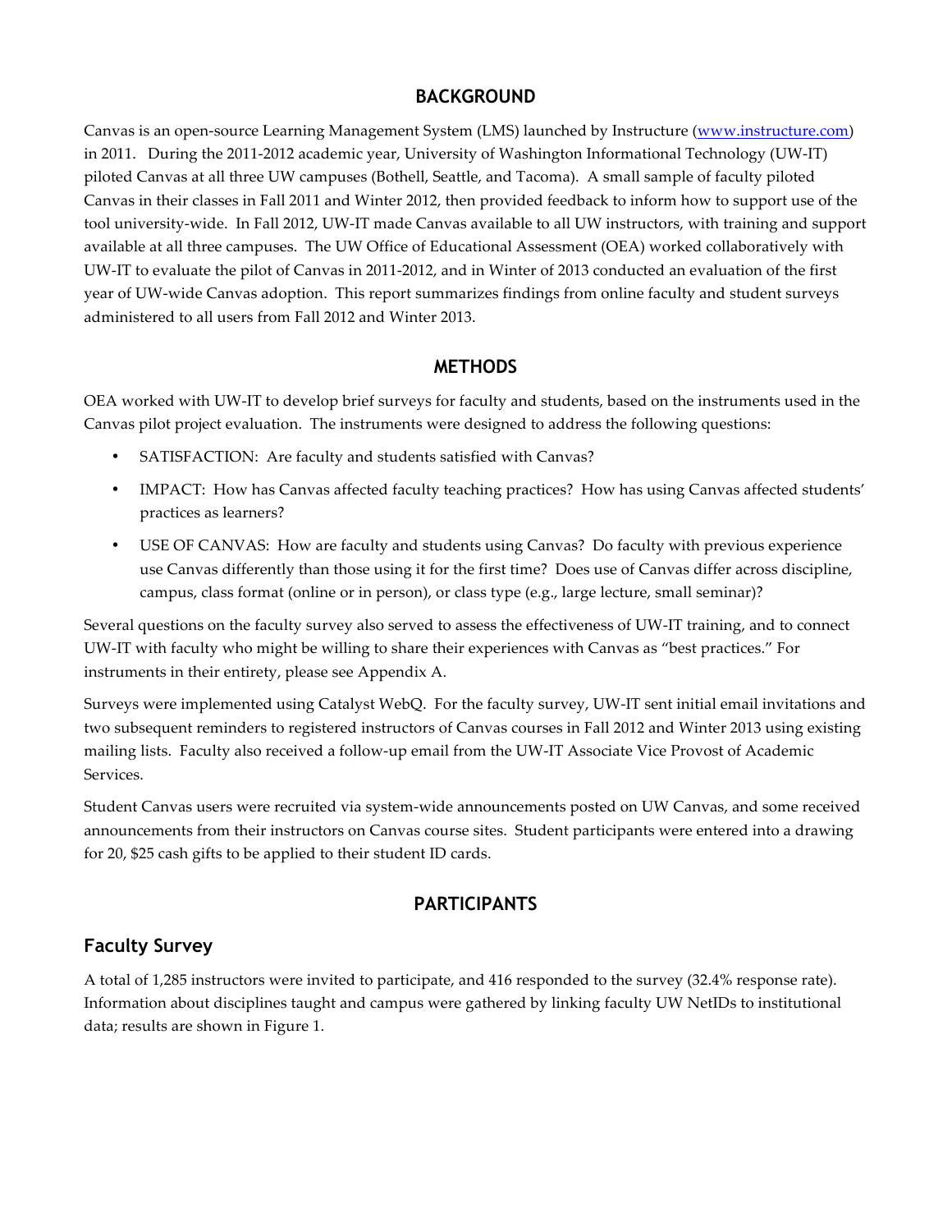## BACKGROUND

Canvas is an open-source Learning Management System (LMS) launched by Instructure (www.instructure.com) in 2011. During the 2011-2012 academic year, University of Washington Informational Technology (UW-IT) piloted Canvas at all three UW campuses (Bothell, Seattle, and Tacoma). A small sample of faculty piloted Canvas in their classes in Fall 2011 and Winter 2012, then provided feedback to inform how to support use of the tool university-wide. In Fall 2012, UW-IT made Canvas available to all UW instructors, with training and support available at all three campuses. The UW Office of Educational Assessment (OEA) worked collaboratively with UW-IT to evaluate the pilot of Canvas in 2011-2012, and in Winter of 2013 conducted an evaluation of the first year of UW-wide Canvas adoption. This report summarizes findings from online faculty and student surveys administered to all users from Fall 2012 and Winter 2013.

## METHODS

OEA worked with UW-IT to develop brief surveys for faculty and students, based on the instruments used in the Canvas pilot project evaluation. The instruments were designed to address the following questions:

- SATISFACTION: Are faculty and students satisfied with Canvas?
- IMPACT: How has Canvas affected faculty teaching practices? How has using Canvas affected students' practices as learners?
- USE OF CANVAS: How are faculty and students using Canvas? Do faculty with previous experience use Canvas differently than those using it for the first time? Does use of Canvas differ across discipline, campus, class format (online or in person), or class type (e.g., large lecture, small seminar)?

Several questions on the faculty survey also served to assess the effectiveness of UW-IT training, and to connect UW-IT with faculty who might be willing to share their experiences with Canvas as "best practices." For instruments in their entirety, please see Appendix A.

Surveys were implemented using Catalyst WebQ. For the faculty survey, UW-IT sent initial email invitations and two subsequent reminders to registered instructors of Canvas courses in Fall 2012 and Winter 2013 using existing mailing lists. Faculty also received a follow-up email from the UW-IT Associate Vice Provost of Academic Services.

Student Canvas users were recruited via system-wide announcements posted on UW Canvas, and some received announcements from their instructors on Canvas course sites. Student participants were entered into a drawing for 20, $25 cash gifts to be applied to their student ID cards.

## PARTICIPANTS

### Faculty Survey

A total of 1,285 instructors were invited to participate, and 416 responded to the survey (32.4% response rate). Information about disciplines taught and campus were gathered by linking faculty UW NetIDs to institutional data; results are shown in Figure 1.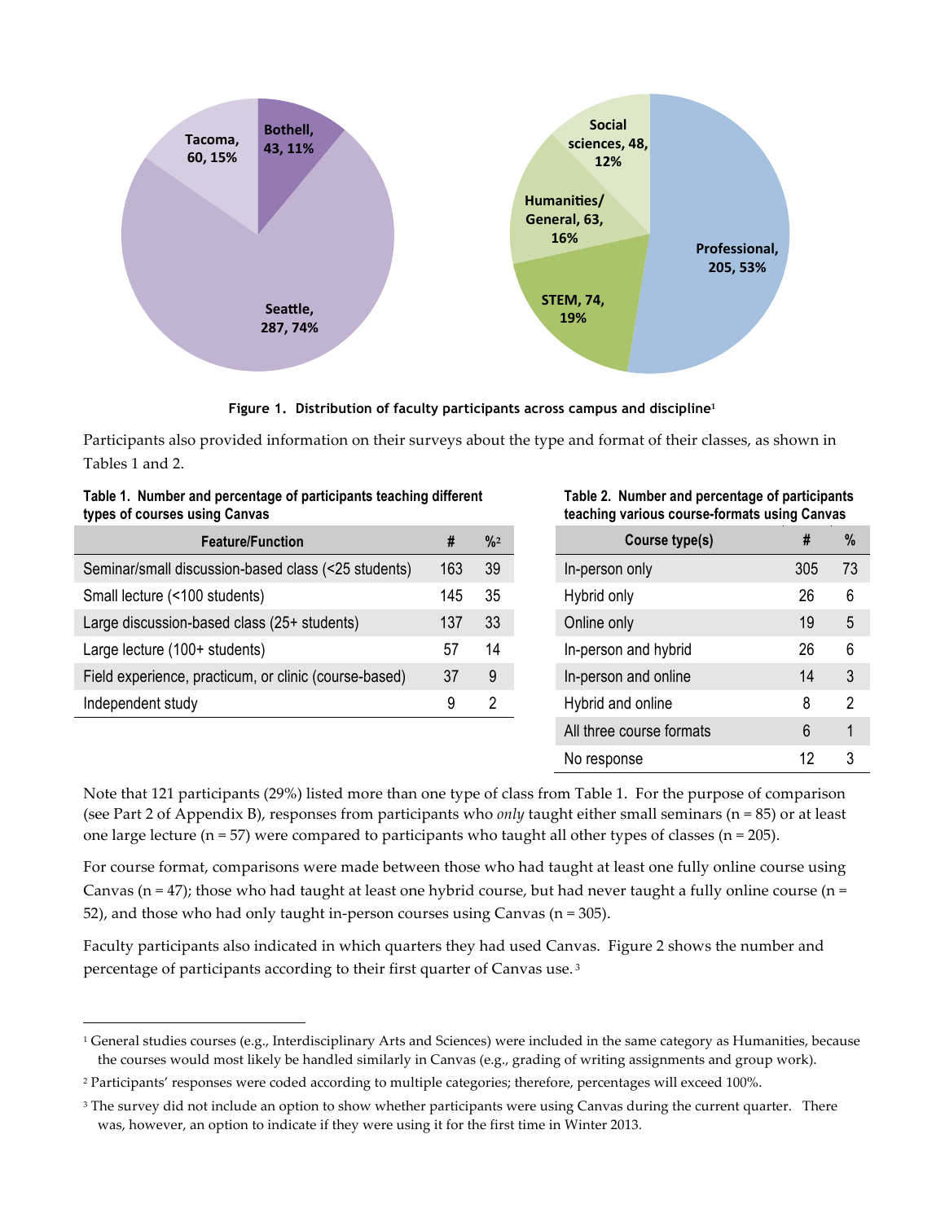Tacoma, 60, 15%

Bothell, 43, 11%

Seattle, 287, 74%

Social sciences, 48, 12%

Humanities/ General, 63, 16%

STEM, 74, 19%

Professional, 205, 53%

**Figure 1. Distribution of faculty participants across campus and discipline**[1]

Participants also provided information on their surveys about the type and format of their classes, as shown in Tables 1 and 2.

**Table 1. Number and percentage of participants teaching different types of courses using Canvas**

| Feature/Function | # | %[2] |
|---|---|---|
| Seminar/small discussion-based class (<25 students) | 163 | 39 |
| Small lecture (<100 students) | 145 | 35 |
| Large discussion-based class (25+ students) | 137 | 33 |
| Large lecture (100+ students) | 57 | 14 |
| Field experience, practicum, or clinic (course-based) | 37 | 9 |
| Independent study | 9 | 2 |

**Table 2. Number and percentage of participants teaching various course-formats using Canvas**

| Course type(s) | # | % |
|---|---|---|
| In-person only | 305 | 73 |
| Hybrid only | 26 | 6 |
| Online only | 19 | 5 |
| In-person and hybrid | 26 | 6 |
| In-person and online | 14 | 3 |
| Hybrid and online | 8 | 2 |
| All three course formats | 6 | 1 |
| No response | 12 | 3 |

Note that 121 participants (29%) listed more than one type of class from Table 1. For the purpose of comparison (see Part 2 of Appendix B), responses from participants who *only* taught either small seminars (n = 85) or at least one large lecture (n = 57) were compared to participants who taught all other types of classes (n = 205).

For course format, comparisons were made between those who had taught at least one fully online course using Canvas (n = 47); those who had taught at least one hybrid course, but had never taught a fully online course (n = 52), and those who had only taught in-person courses using Canvas (n = 305).

Faculty participants also indicated in which quarters they had used Canvas. Figure 2 shows the number and percentage of participants according to their first quarter of Canvas use.[3]

---

[1] General studies courses (e.g., Interdisciplinary Arts and Sciences) were included in the same category as Humanities, because the courses would most likely be handled similarly in Canvas (e.g., grading of writing assignments and group work).

[2] Participants' responses were coded according to multiple categories; therefore, percentages will exceed 100%.

[3] The survey did not include an option to show whether participants were using Canvas during the current quarter. There was, however, an option to indicate if they were using it for the first time in Winter 2013.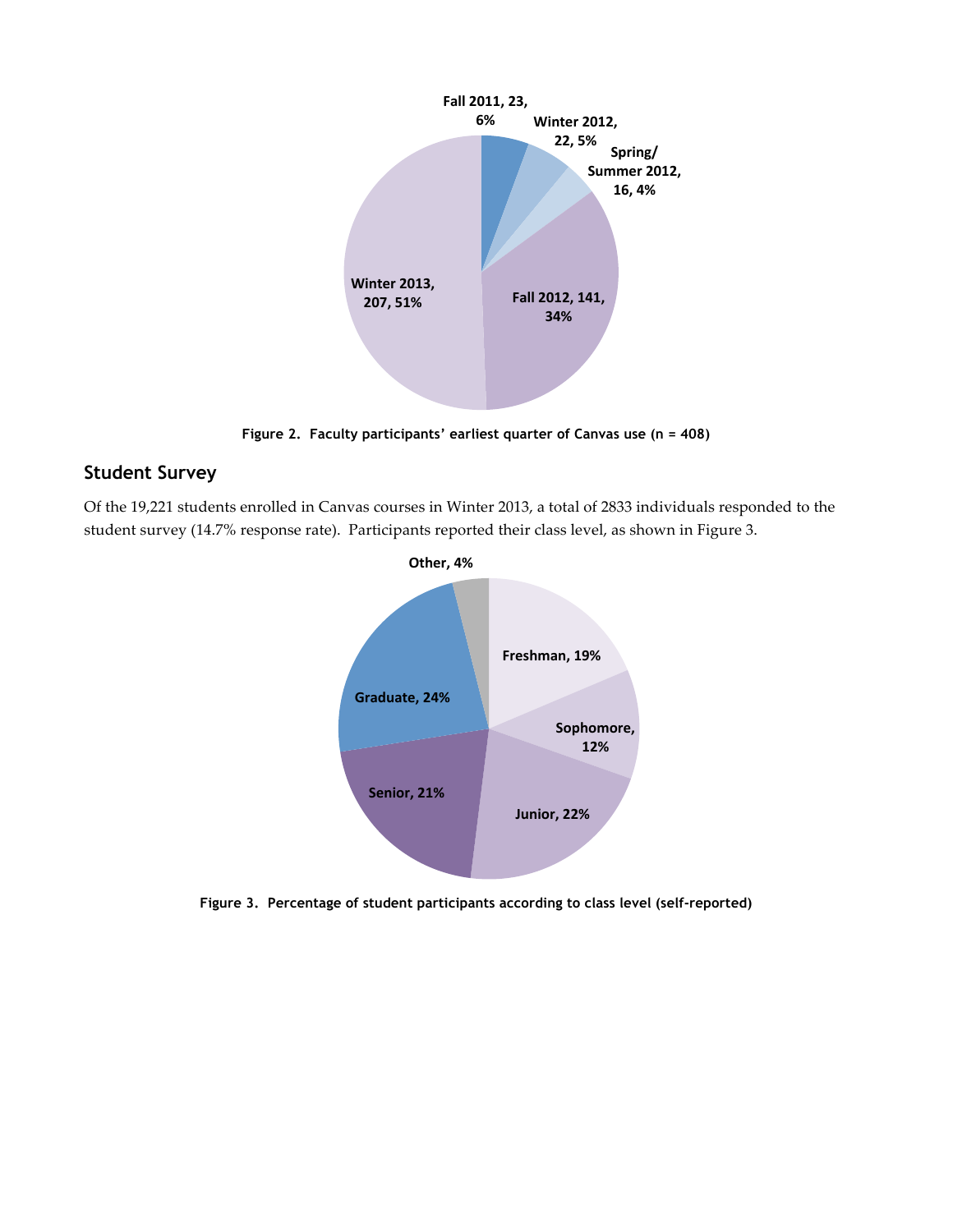Figure 2. Faculty participants' earliest quarter of Canvas use (n = 408)

## Student Survey

Of the 19,221 students enrolled in Canvas courses in Winter 2013, a total of 2833 individuals responded to the student survey (14.7% response rate). Participants reported their class level, as shown in Figure 3.

Figure 3. Percentage of student participants according to class level (self-reported)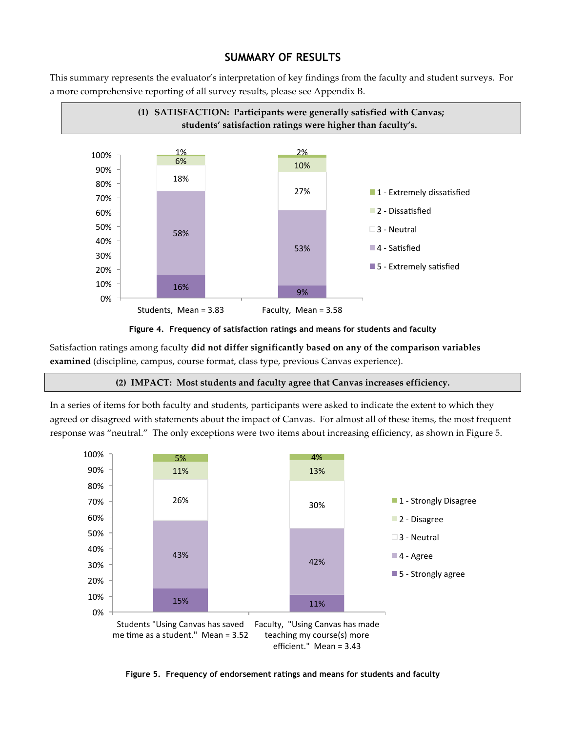## SUMMARY OF RESULTS

This summary represents the evaluator's interpretation of key findings from the faculty and student surveys. For a more comprehensive reporting of all survey results, please see Appendix B.

**(1) SATISFACTION: Participants were generally satisfied with Canvas; students' satisfaction ratings were higher than faculty's.**

| Rating | Students, Mean = 3.83 | Faculty, Mean = 3.58 |
|---|---|---|
| 1 - Extremely dissatisfied | 1% | 2% |
| 2 - Dissatisfied | 6% | 10% |
| 3 - Neutral | 18% | 27% |
| 4 - Satisfied | 58% | 53% |
| 5 - Extremely satisfied | 16% | 9% |

**Figure 4. Frequency of satisfaction ratings and means for students and faculty**

Satisfaction ratings among faculty **did not differ significantly based on any of the comparison variables examined** (discipline, campus, course format, class type, previous Canvas experience).

**(2) IMPACT: Most students and faculty agree that Canvas increases efficiency.**

In a series of items for both faculty and students, participants were asked to indicate the extent to which they agreed or disagreed with statements about the impact of Canvas. For almost all of these items, the most frequent response was "neutral." The only exceptions were two items about increasing efficiency, as shown in Figure 5.

| Rating | Students "Using Canvas has saved me time as a student." Mean = 3.52 | Faculty, "Using Canvas has made teaching my course(s) more efficient." Mean = 3.43 |
|---|---|---|
| 1 - Strongly Disagree | 5% | 4% |
| 2 - Disagree | 11% | 13% |
| 3 - Neutral | 26% | 30% |
| 4 - Agree | 43% | 42% |
| 5 - Strongly agree | 15% | 11% |

**Figure 5. Frequency of endorsement ratings and means for students and faculty**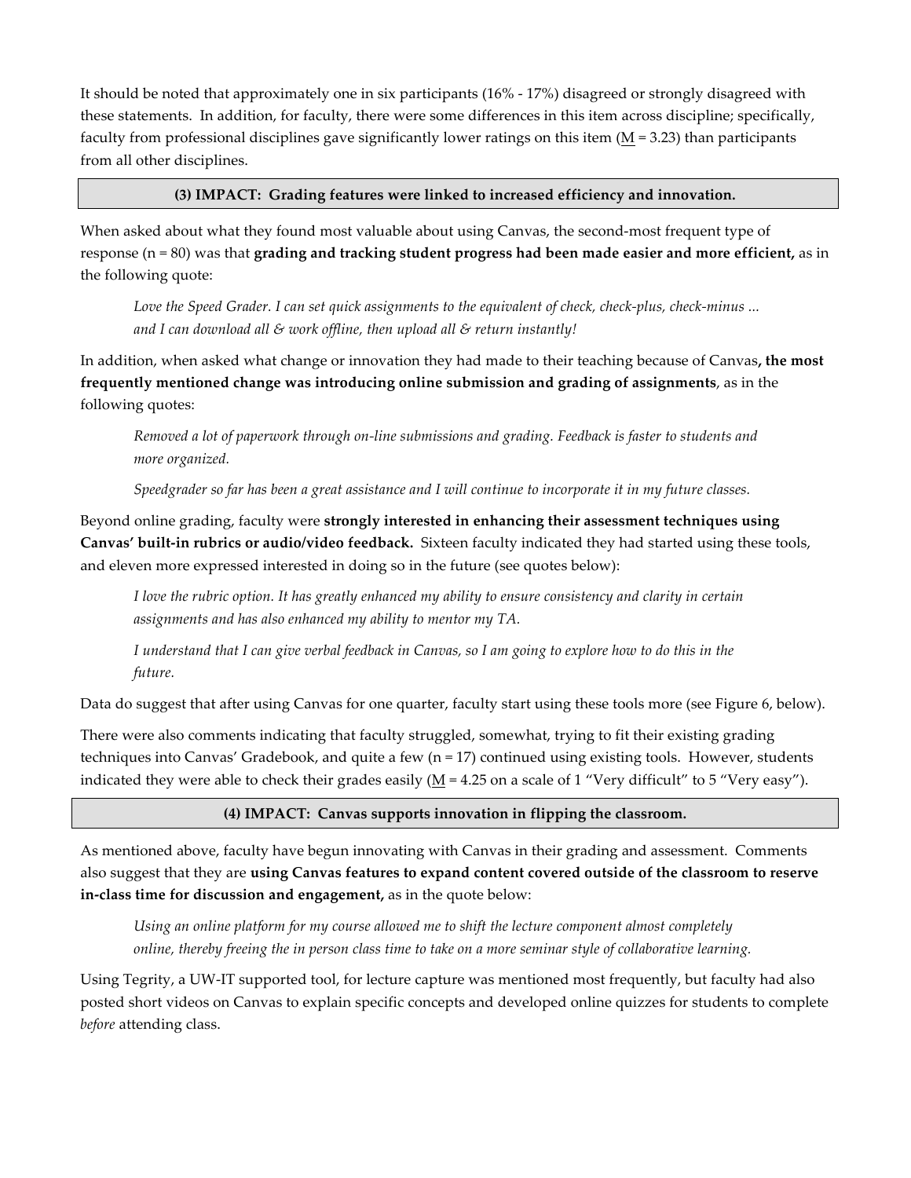It should be noted that approximately one in six participants (16% - 17%) disagreed or strongly disagreed with these statements. In addition, for faculty, there were some differences in this item across discipline; specifically, faculty from professional disciplines gave significantly lower ratings on this item (M = 3.23) than participants from all other disciplines.

### (3) IMPACT: Grading features were linked to increased efficiency and innovation.

When asked about what they found most valuable about using Canvas, the second-most frequent type of response (n = 80) was that **grading and tracking student progress had been made easier and more efficient,** as in the following quote:

> *Love the Speed Grader. I can set quick assignments to the equivalent of check, check-plus, check-minus ... and I can download all & work offline, then upload all & return instantly!*

In addition, when asked what change or innovation they had made to their teaching because of Canvas**, the most frequently mentioned change was introducing online submission and grading of assignments**, as in the following quotes:

> *Removed a lot of paperwork through on-line submissions and grading. Feedback is faster to students and more organized.*

> *Speedgrader so far has been a great assistance and I will continue to incorporate it in my future classes.*

Beyond online grading, faculty were **strongly interested in enhancing their assessment techniques using Canvas' built-in rubrics or audio/video feedback.** Sixteen faculty indicated they had started using these tools, and eleven more expressed interested in doing so in the future (see quotes below):

> *I love the rubric option. It has greatly enhanced my ability to ensure consistency and clarity in certain assignments and has also enhanced my ability to mentor my TA.*

> *I understand that I can give verbal feedback in Canvas, so I am going to explore how to do this in the future.*

Data do suggest that after using Canvas for one quarter, faculty start using these tools more (see Figure 6, below).

There were also comments indicating that faculty struggled, somewhat, trying to fit their existing grading techniques into Canvas' Gradebook, and quite a few (n = 17) continued using existing tools. However, students indicated they were able to check their grades easily (M = 4.25 on a scale of 1 "Very difficult" to 5 "Very easy").

### (4) IMPACT: Canvas supports innovation in flipping the classroom.

As mentioned above, faculty have begun innovating with Canvas in their grading and assessment. Comments also suggest that they are **using Canvas features to expand content covered outside of the classroom to reserve in-class time for discussion and engagement,** as in the quote below:

> *Using an online platform for my course allowed me to shift the lecture component almost completely online, thereby freeing the in person class time to take on a more seminar style of collaborative learning.*

Using Tegrity, a UW-IT supported tool, for lecture capture was mentioned most frequently, but faculty had also posted short videos on Canvas to explain specific concepts and developed online quizzes for students to complete *before* attending class.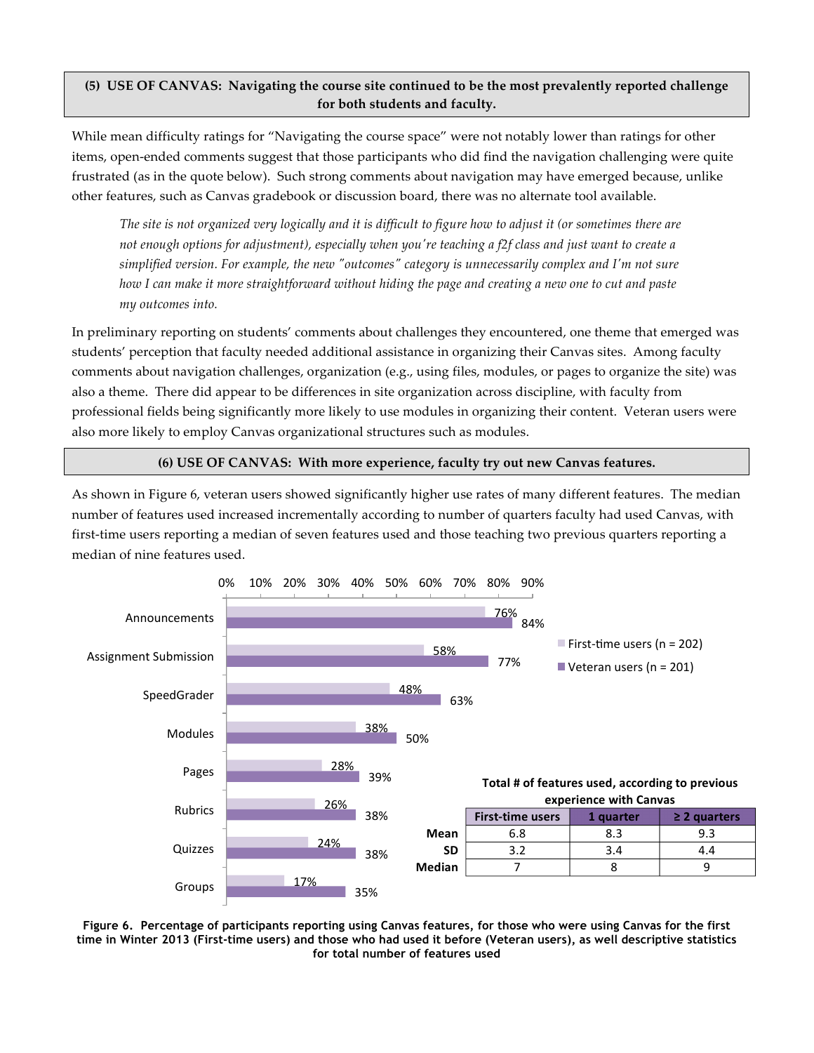**(5) USE OF CANVAS: Navigating the course site continued to be the most prevalently reported challenge for both students and faculty.**

While mean difficulty ratings for "Navigating the course space" were not notably lower than ratings for other items, open-ended comments suggest that those participants who did find the navigation challenging were quite frustrated (as in the quote below). Such strong comments about navigation may have emerged because, unlike other features, such as Canvas gradebook or discussion board, there was no alternate tool available.

> *The site is not organized very logically and it is difficult to figure how to adjust it (or sometimes there are not enough options for adjustment), especially when you're teaching a f2f class and just want to create a simplified version. For example, the new "outcomes" category is unnecessarily complex and I'm not sure how I can make it more straightforward without hiding the page and creating a new one to cut and paste my outcomes into.*

In preliminary reporting on students' comments about challenges they encountered, one theme that emerged was students' perception that faculty needed additional assistance in organizing their Canvas sites. Among faculty comments about navigation challenges, organization (e.g., using files, modules, or pages to organize the site) was also a theme. There did appear to be differences in site organization across discipline, with faculty from professional fields being significantly more likely to use modules in organizing their content. Veteran users were also more likely to employ Canvas organizational structures such as modules.

**(6) USE OF CANVAS: With more experience, faculty try out new Canvas features.**

As shown in Figure 6, veteran users showed significantly higher use rates of many different features. The median number of features used increased incrementally according to number of quarters faculty had used Canvas, with first-time users reporting a median of seven features used and those teaching two previous quarters reporting a median of nine features used.

| Feature | First-time users (n = 202) | Veteran users (n = 201) |
|---|---|---|
| Announcements | 76% | 84% |
| Assignment Submission | 58% | 77% |
| SpeedGrader | 48% | 63% |
| Modules | 38% | 50% |
| Pages | 28% | 39% |
| Rubrics | 26% | 38% |
| Quizzes | 24% | 38% |
| Groups | 17% | 35% |

**Total # of features used, according to previous experience with Canvas**

| | First-time users | 1 quarter | ≥ 2 quarters |
|---|---|---|---|
| **Mean** | 6.8 | 8.3 | 9.3 |
| **SD** | 3.2 | 3.4 | 4.4 |
| **Median** | 7 | 8 | 9 |

**Figure 6. Percentage of participants reporting using Canvas features, for those who were using Canvas for the first time in Winter 2013 (First-time users) and those who had used it before (Veteran users), as well descriptive statistics for total number of features used**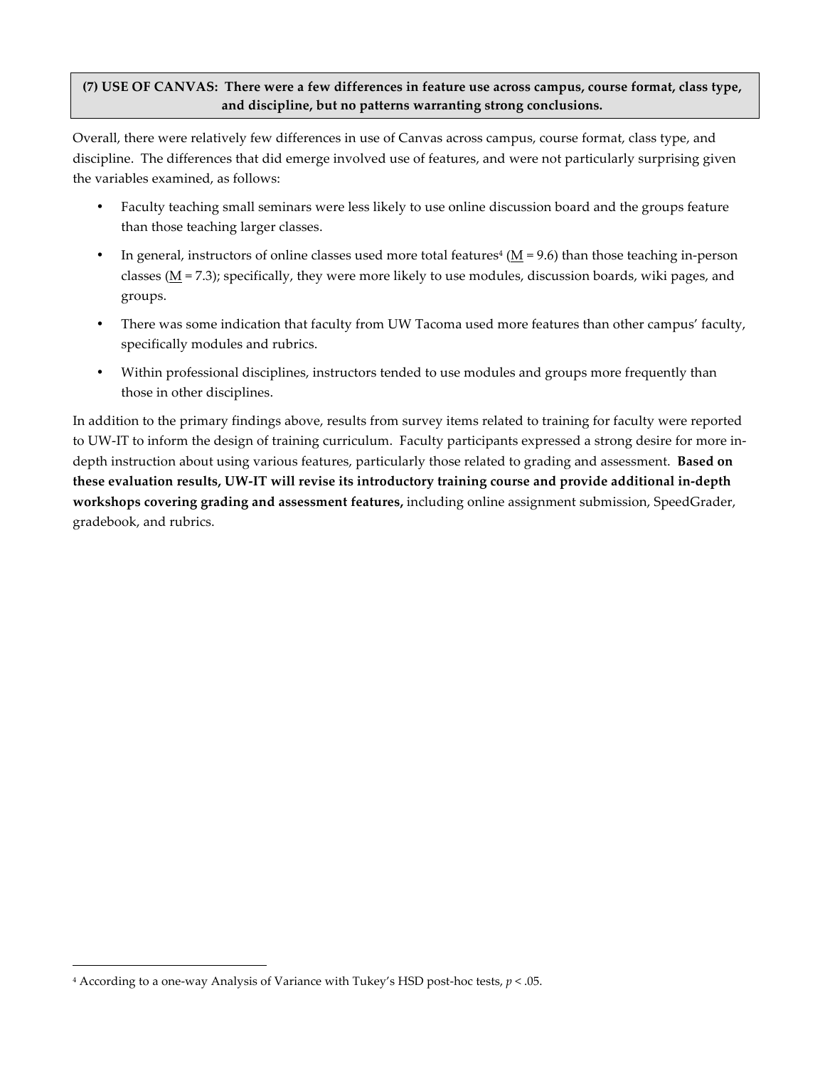**(7) USE OF CANVAS: There were a few differences in feature use across campus, course format, class type, and discipline, but no patterns warranting strong conclusions.**

Overall, there were relatively few differences in use of Canvas across campus, course format, class type, and discipline. The differences that did emerge involved use of features, and were not particularly surprising given the variables examined, as follows:

- Faculty teaching small seminars were less likely to use online discussion board and the groups feature than those teaching larger classes.
- In general, instructors of online classes used more total features[4] ($\underline{M}$ = 9.6) than those teaching in-person classes ($\underline{M}$ = 7.3); specifically, they were more likely to use modules, discussion boards, wiki pages, and groups.
- There was some indication that faculty from UW Tacoma used more features than other campus' faculty, specifically modules and rubrics.
- Within professional disciplines, instructors tended to use modules and groups more frequently than those in other disciplines.

In addition to the primary findings above, results from survey items related to training for faculty were reported to UW-IT to inform the design of training curriculum. Faculty participants expressed a strong desire for more in-depth instruction about using various features, particularly those related to grading and assessment. **Based on these evaluation results, UW-IT will revise its introductory training course and provide additional in-depth workshops covering grading and assessment features,** including online assignment submission, SpeedGrader, gradebook, and rubrics.

[4] According to a one-way Analysis of Variance with Tukey's HSD post-hoc tests, $p < .05$.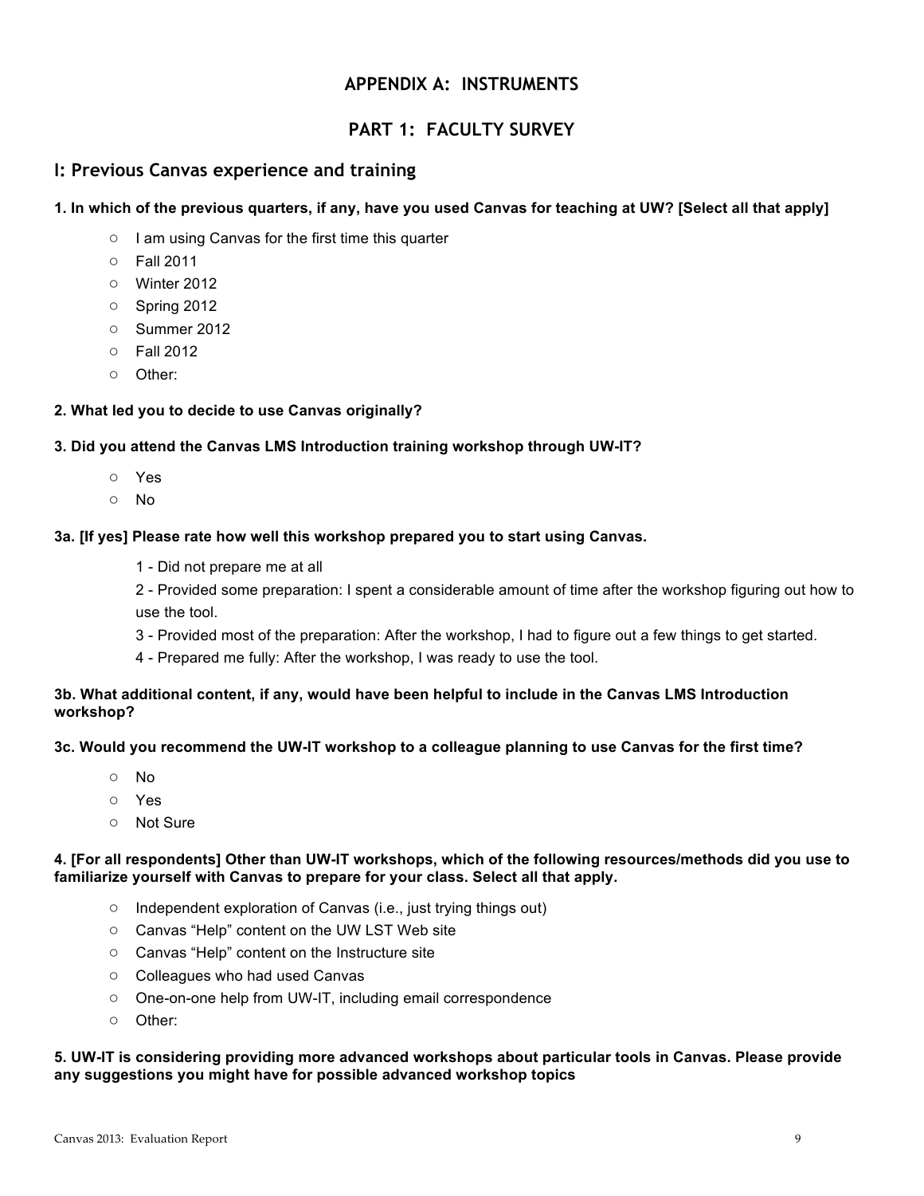# APPENDIX A: INSTRUMENTS

## PART 1: FACULTY SURVEY

### I: Previous Canvas experience and training

**1. In which of the previous quarters, if any, have you used Canvas for teaching at UW? [Select all that apply]**

- I am using Canvas for the first time this quarter
- Fall 2011
- Winter 2012
- Spring 2012
- Summer 2012
- Fall 2012
- Other:

**2. What led you to decide to use Canvas originally?**

**3. Did you attend the Canvas LMS Introduction training workshop through UW-IT?**

- Yes
- No

**3a. [If yes] Please rate how well this workshop prepared you to start using Canvas.**

1 - Did not prepare me at all

2 - Provided some preparation: I spent a considerable amount of time after the workshop figuring out how to use the tool.

3 - Provided most of the preparation: After the workshop, I had to figure out a few things to get started.

4 - Prepared me fully: After the workshop, I was ready to use the tool.

**3b. What additional content, if any, would have been helpful to include in the Canvas LMS Introduction workshop?**

**3c. Would you recommend the UW-IT workshop to a colleague planning to use Canvas for the first time?**

- No
- Yes
- Not Sure

**4. [For all respondents] Other than UW-IT workshops, which of the following resources/methods did you use to familiarize yourself with Canvas to prepare for your class. Select all that apply.**

- Independent exploration of Canvas (i.e., just trying things out)
- Canvas "Help" content on the UW LST Web site
- Canvas "Help" content on the Instructure site
- Colleagues who had used Canvas
- One-on-one help from UW-IT, including email correspondence
- Other:

**5. UW-IT is considering providing more advanced workshops about particular tools in Canvas. Please provide any suggestions you might have for possible advanced workshop topics**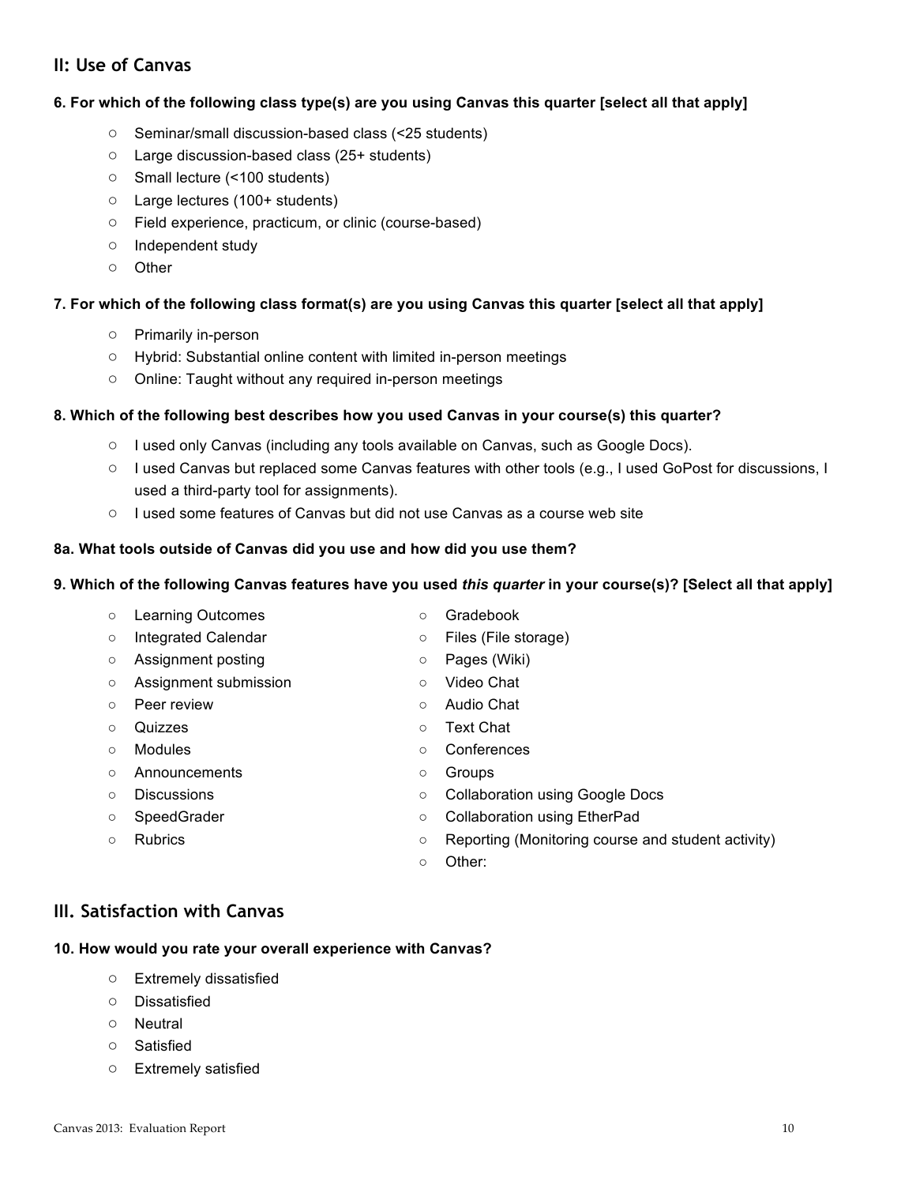## II: Use of Canvas

**6. For which of the following class type(s) are you using Canvas this quarter [select all that apply]**

- Seminar/small discussion-based class (<25 students)
- Large discussion-based class (25+ students)
- Small lecture (<100 students)
- Large lectures (100+ students)
- Field experience, practicum, or clinic (course-based)
- Independent study
- Other

**7. For which of the following class format(s) are you using Canvas this quarter [select all that apply]**

- Primarily in-person
- Hybrid: Substantial online content with limited in-person meetings
- Online: Taught without any required in-person meetings

**8. Which of the following best describes how you used Canvas in your course(s) this quarter?**

- I used only Canvas (including any tools available on Canvas, such as Google Docs).
- I used Canvas but replaced some Canvas features with other tools (e.g., I used GoPost for discussions, I used a third-party tool for assignments).
- I used some features of Canvas but did not use Canvas as a course web site

**8a. What tools outside of Canvas did you use and how did you use them?**

**9. Which of the following Canvas features have you used *this quarter* in your course(s)? [Select all that apply]**

- Learning Outcomes
- Integrated Calendar
- Assignment posting
- Assignment submission
- Peer review
- Quizzes
- Modules
- Announcements
- Discussions
- SpeedGrader
- Rubrics
- Gradebook
- Files (File storage)
- Pages (Wiki)
- Video Chat
- Audio Chat
- Text Chat
- Conferences
- Groups
- Collaboration using Google Docs
- Collaboration using EtherPad
- Reporting (Monitoring course and student activity)
- Other:

## III. Satisfaction with Canvas

**10. How would you rate your overall experience with Canvas?**

- Extremely dissatisfied
- Dissatisfied
- Neutral
- Satisfied
- Extremely satisfied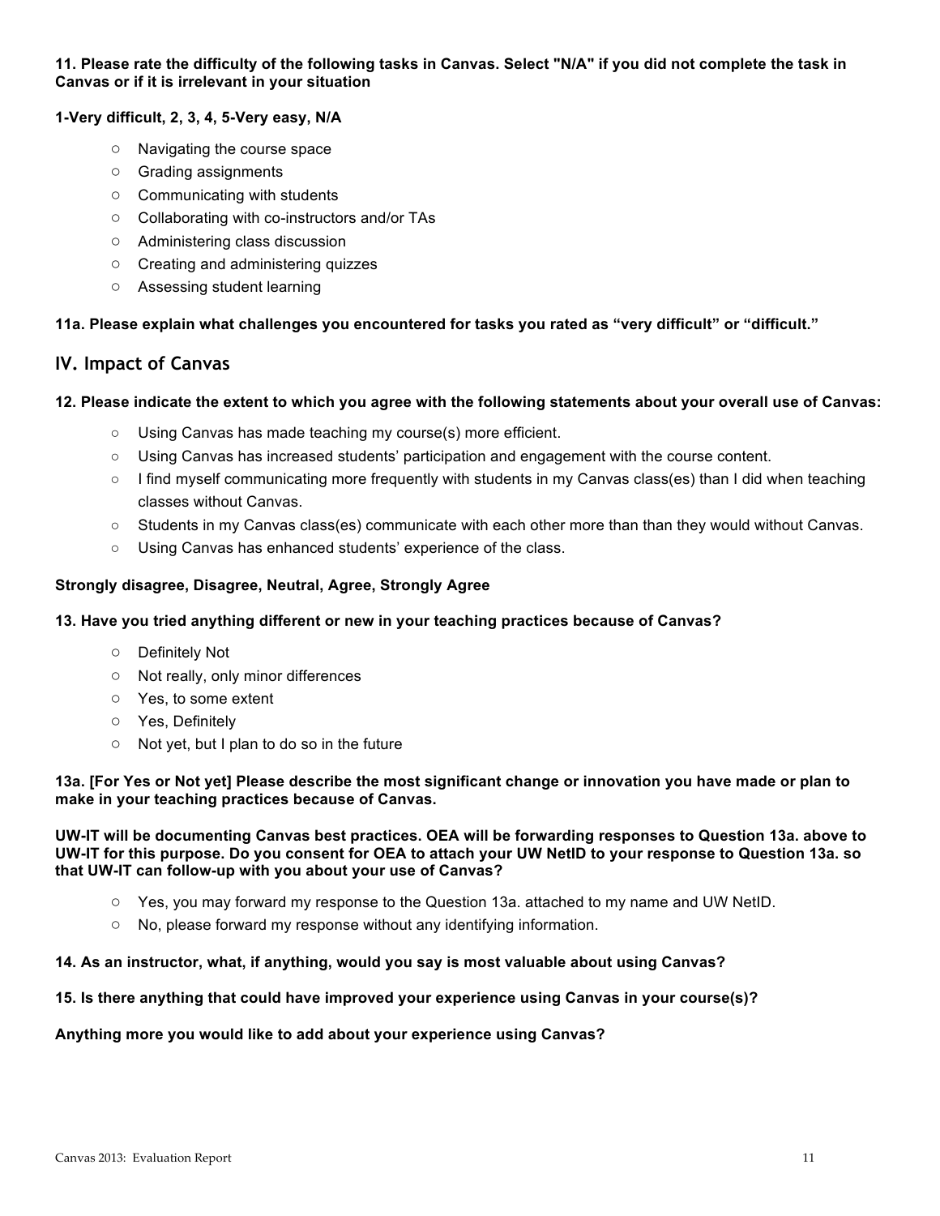**11. Please rate the difficulty of the following tasks in Canvas. Select "N/A" if you did not complete the task in Canvas or if it is irrelevant in your situation**

**1-Very difficult, 2, 3, 4, 5-Very easy, N/A**

- Navigating the course space
- Grading assignments
- Communicating with students
- Collaborating with co-instructors and/or TAs
- Administering class discussion
- Creating and administering quizzes
- Assessing student learning

**11a. Please explain what challenges you encountered for tasks you rated as "very difficult" or "difficult."**

## IV. Impact of Canvas

**12. Please indicate the extent to which you agree with the following statements about your overall use of Canvas:**

- Using Canvas has made teaching my course(s) more efficient.
- Using Canvas has increased students' participation and engagement with the course content.
- I find myself communicating more frequently with students in my Canvas class(es) than I did when teaching classes without Canvas.
- Students in my Canvas class(es) communicate with each other more than than they would without Canvas.
- Using Canvas has enhanced students' experience of the class.

**Strongly disagree, Disagree, Neutral, Agree, Strongly Agree**

**13. Have you tried anything different or new in your teaching practices because of Canvas?**

- Definitely Not
- Not really, only minor differences
- Yes, to some extent
- Yes, Definitely
- Not yet, but I plan to do so in the future

**13a. [For Yes or Not yet] Please describe the most significant change or innovation you have made or plan to make in your teaching practices because of Canvas.**

**UW-IT will be documenting Canvas best practices. OEA will be forwarding responses to Question 13a. above to UW-IT for this purpose. Do you consent for OEA to attach your UW NetID to your response to Question 13a. so that UW-IT can follow-up with you about your use of Canvas?**

- Yes, you may forward my response to the Question 13a. attached to my name and UW NetID.
- No, please forward my response without any identifying information.

**14. As an instructor, what, if anything, would you say is most valuable about using Canvas?**

**15. Is there anything that could have improved your experience using Canvas in your course(s)?**

**Anything more you would like to add about your experience using Canvas?**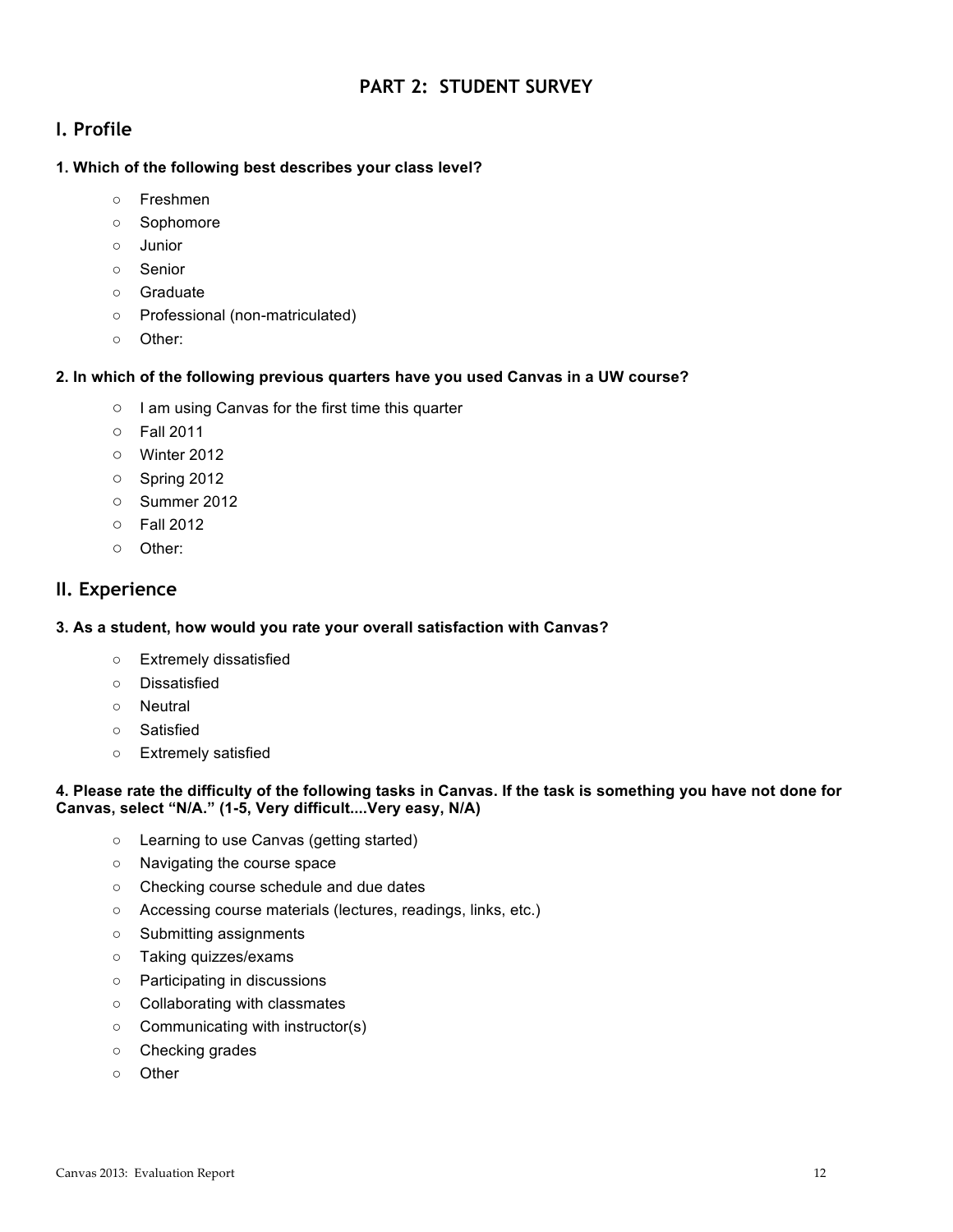## PART 2: STUDENT SURVEY

### I. Profile

**1. Which of the following best describes your class level?**

- Freshmen
- Sophomore
- Junior
- Senior
- Graduate
- Professional (non-matriculated)
- Other:

**2. In which of the following previous quarters have you used Canvas in a UW course?**

- I am using Canvas for the first time this quarter
- Fall 2011
- Winter 2012
- Spring 2012
- Summer 2012
- Fall 2012
- Other:

### II. Experience

**3. As a student, how would you rate your overall satisfaction with Canvas?**

- Extremely dissatisfied
- Dissatisfied
- Neutral
- Satisfied
- Extremely satisfied

**4. Please rate the difficulty of the following tasks in Canvas. If the task is something you have not done for Canvas, select "N/A." (1-5, Very difficult....Very easy, N/A)**

- Learning to use Canvas (getting started)
- Navigating the course space
- Checking course schedule and due dates
- Accessing course materials (lectures, readings, links, etc.)
- Submitting assignments
- Taking quizzes/exams
- Participating in discussions
- Collaborating with classmates
- Communicating with instructor(s)
- Checking grades
- Other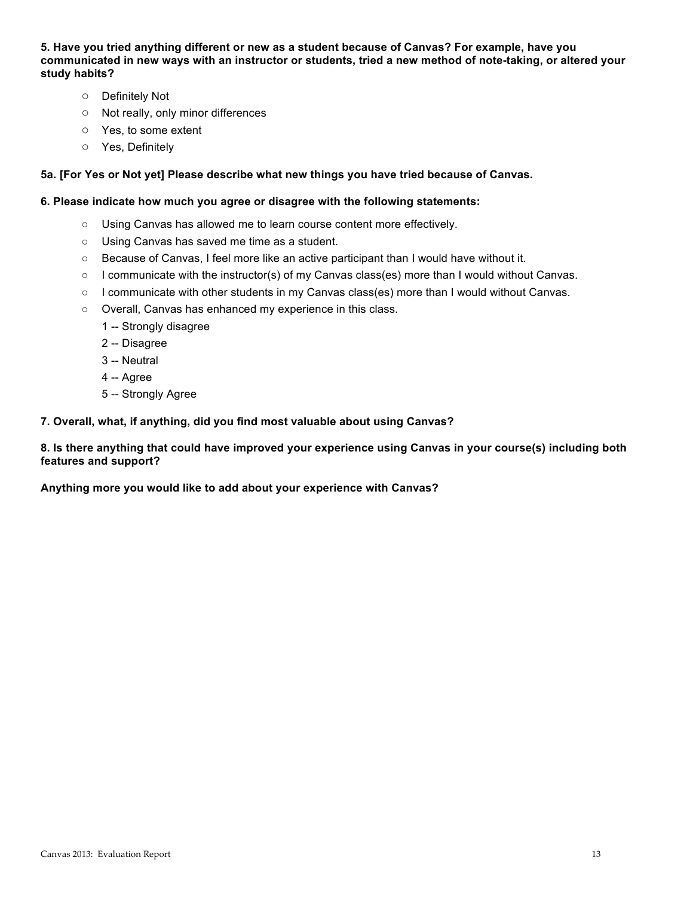**5. Have you tried anything different or new as a student because of Canvas? For example, have you communicated in new ways with an instructor or students, tried a new method of note-taking, or altered your study habits?**

- Definitely Not
- Not really, only minor differences
- Yes, to some extent
- Yes, Definitely

**5a. [For Yes or Not yet] Please describe what new things you have tried because of Canvas.**

**6. Please indicate how much you agree or disagree with the following statements:**

- Using Canvas has allowed me to learn course content more effectively.
- Using Canvas has saved me time as a student.
- Because of Canvas, I feel more like an active participant than I would have without it.
- I communicate with the instructor(s) of my Canvas class(es) more than I would without Canvas.
- I communicate with other students in my Canvas class(es) more than I would without Canvas.
- Overall, Canvas has enhanced my experience in this class.

  1 -- Strongly disagree
  2 -- Disagree
  3 -- Neutral
  4 -- Agree
  5 -- Strongly Agree

**7. Overall, what, if anything, did you find most valuable about using Canvas?**

**8. Is there anything that could have improved your experience using Canvas in your course(s) including both features and support?**

**Anything more you would like to add about your experience with Canvas?**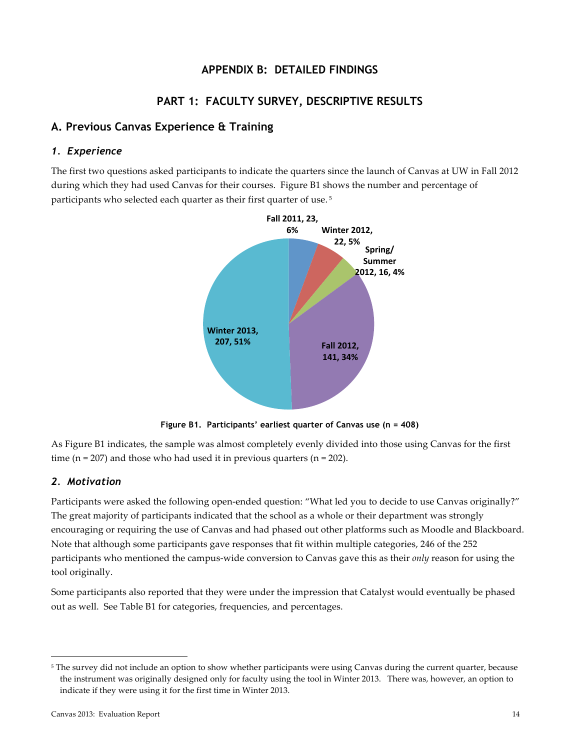# APPENDIX B: DETAILED FINDINGS

## PART 1: FACULTY SURVEY, DESCRIPTIVE RESULTS

### A. Previous Canvas Experience & Training

#### *1. Experience*

The first two questions asked participants to indicate the quarters since the launch of Canvas at UW in Fall 2012 during which they had used Canvas for their courses. Figure B1 shows the number and percentage of participants who selected each quarter as their first quarter of use.[5]

Fall 2011, 23, 6%
Winter 2012, 22, 5%
Spring/ Summer 2012, 16, 4%
Fall 2012, 141, 34%
Winter 2013, 207, 51%

**Figure B1. Participants' earliest quarter of Canvas use (n = 408)**

As Figure B1 indicates, the sample was almost completely evenly divided into those using Canvas for the first time (n = 207) and those who had used it in previous quarters (n = 202).

#### *2. Motivation*

Participants were asked the following open-ended question: "What led you to decide to use Canvas originally?" The great majority of participants indicated that the school as a whole or their department was strongly encouraging or requiring the use of Canvas and had phased out other platforms such as Moodle and Blackboard. Note that although some participants gave responses that fit within multiple categories, 246 of the 252 participants who mentioned the campus-wide conversion to Canvas gave this as their *only* reason for using the tool originally.

Some participants also reported that they were under the impression that Catalyst would eventually be phased out as well. See Table B1 for categories, frequencies, and percentages.

---

[5] The survey did not include an option to show whether participants were using Canvas during the current quarter, because the instrument was originally designed only for faculty using the tool in Winter 2013. There was, however, an option to indicate if they were using it for the first time in Winter 2013.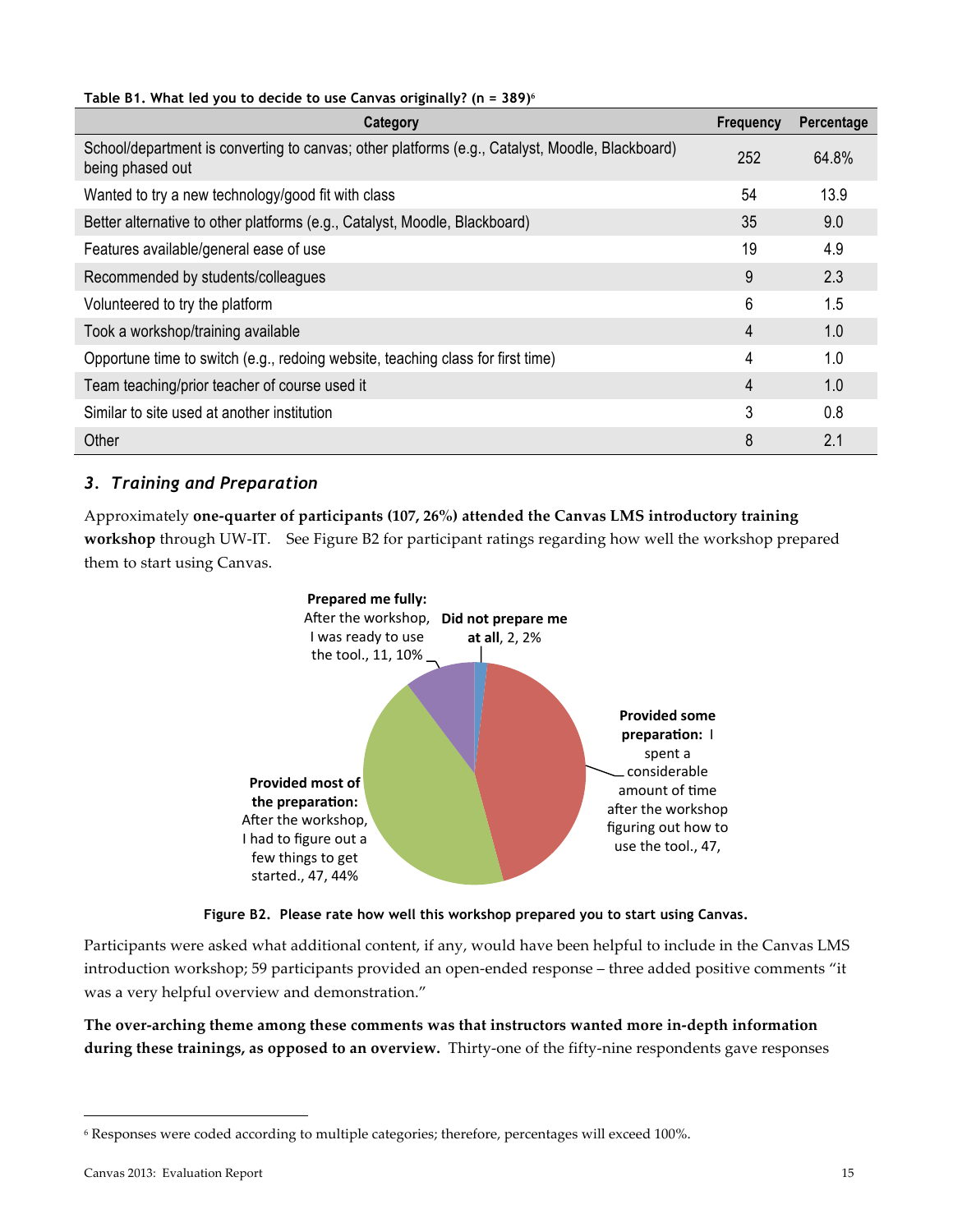**Table B1. What led you to decide to use Canvas originally? (n = 389)[6]**

| Category | Frequency | Percentage |
|---|---|---|
| School/department is converting to canvas; other platforms (e.g., Catalyst, Moodle, Blackboard) being phased out | 252 | 64.8% |
| Wanted to try a new technology/good fit with class | 54 | 13.9 |
| Better alternative to other platforms (e.g., Catalyst, Moodle, Blackboard) | 35 | 9.0 |
| Features available/general ease of use | 19 | 4.9 |
| Recommended by students/colleagues | 9 | 2.3 |
| Volunteered to try the platform | 6 | 1.5 |
| Took a workshop/training available | 4 | 1.0 |
| Opportune time to switch (e.g., redoing website, teaching class for first time) | 4 | 1.0 |
| Team teaching/prior teacher of course used it | 4 | 1.0 |
| Similar to site used at another institution | 3 | 0.8 |
| Other | 8 | 2.1 |

### *3. Training and Preparation*

Approximately **one-quarter of participants (107, 26%) attended the Canvas LMS introductory training workshop** through UW-IT. See Figure B2 for participant ratings regarding how well the workshop prepared them to start using Canvas.

**Prepared me fully:** After the workshop, I was ready to use the tool., 11, 10%

**Did not prepare me at all**, 2, 2%

**Provided some preparation:** I spent a considerable amount of time after the workshop figuring out how to use the tool., 47,

**Provided most of the preparation:** After the workshop, I had to figure out a few things to get started., 47, 44%

**Figure B2. Please rate how well this workshop prepared you to start using Canvas.**

Participants were asked what additional content, if any, would have been helpful to include in the Canvas LMS introduction workshop; 59 participants provided an open-ended response – three added positive comments "it was a very helpful overview and demonstration."

**The over-arching theme among these comments was that instructors wanted more in-depth information during these trainings, as opposed to an overview.** Thirty-one of the fifty-nine respondents gave responses

[6] Responses were coded according to multiple categories; therefore, percentages will exceed 100%.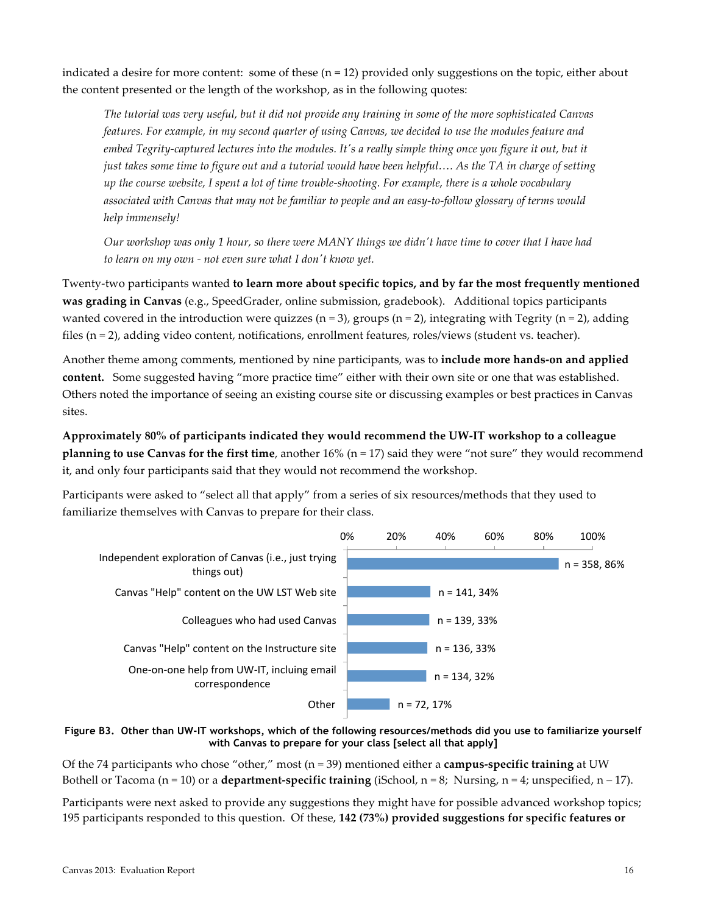indicated a desire for more content: some of these (n = 12) provided only suggestions on the topic, either about the content presented or the length of the workshop, as in the following quotes:

> *The tutorial was very useful, but it did not provide any training in some of the more sophisticated Canvas features. For example, in my second quarter of using Canvas, we decided to use the modules feature and embed Tegrity-captured lectures into the modules. It's a really simple thing once you figure it out, but it just takes some time to figure out and a tutorial would have been helpful…. As the TA in charge of setting up the course website, I spent a lot of time trouble-shooting. For example, there is a whole vocabulary associated with Canvas that may not be familiar to people and an easy-to-follow glossary of terms would help immensely!*
>
> *Our workshop was only 1 hour, so there were MANY things we didn't have time to cover that I have had to learn on my own - not even sure what I don't know yet.*

Twenty-two participants wanted **to learn more about specific topics, and by far the most frequently mentioned was grading in Canvas** (e.g., SpeedGrader, online submission, gradebook). Additional topics participants wanted covered in the introduction were quizzes (n = 3), groups (n = 2), integrating with Tegrity (n = 2), adding files (n = 2), adding video content, notifications, enrollment features, roles/views (student vs. teacher).

Another theme among comments, mentioned by nine participants, was to **include more hands-on and applied content.** Some suggested having "more practice time" either with their own site or one that was established. Others noted the importance of seeing an existing course site or discussing examples or best practices in Canvas sites.

**Approximately 80% of participants indicated they would recommend the UW-IT workshop to a colleague planning to use Canvas for the first time**, another 16% (n = 17) said they were "not sure" they would recommend it, and only four participants said that they would not recommend the workshop.

Participants were asked to "select all that apply" from a series of six resources/methods that they used to familiarize themselves with Canvas to prepare for their class.

| Resource/method | n, % |
|---|---|
| Independent exploration of Canvas (i.e., just trying things out) | n = 358, 86% |
| Canvas "Help" content on the UW LST Web site | n = 141, 34% |
| Colleagues who had used Canvas | n = 139, 33% |
| Canvas "Help" content on the Instructure site | n = 136, 33% |
| One-on-one help from UW-IT, incluing email correspondence | n = 134, 32% |
| Other | n = 72, 17% |

**Figure B3. Other than UW-IT workshops, which of the following resources/methods did you use to familiarize yourself with Canvas to prepare for your class [select all that apply]**

Of the 74 participants who chose "other," most (n = 39) mentioned either a **campus-specific training** at UW Bothell or Tacoma (n = 10) or a **department-specific training** (iSchool, n = 8; Nursing, n = 4; unspecified, n – 17).

Participants were next asked to provide any suggestions they might have for possible advanced workshop topics; 195 participants responded to this question. Of these, **142 (73%) provided suggestions for specific features or**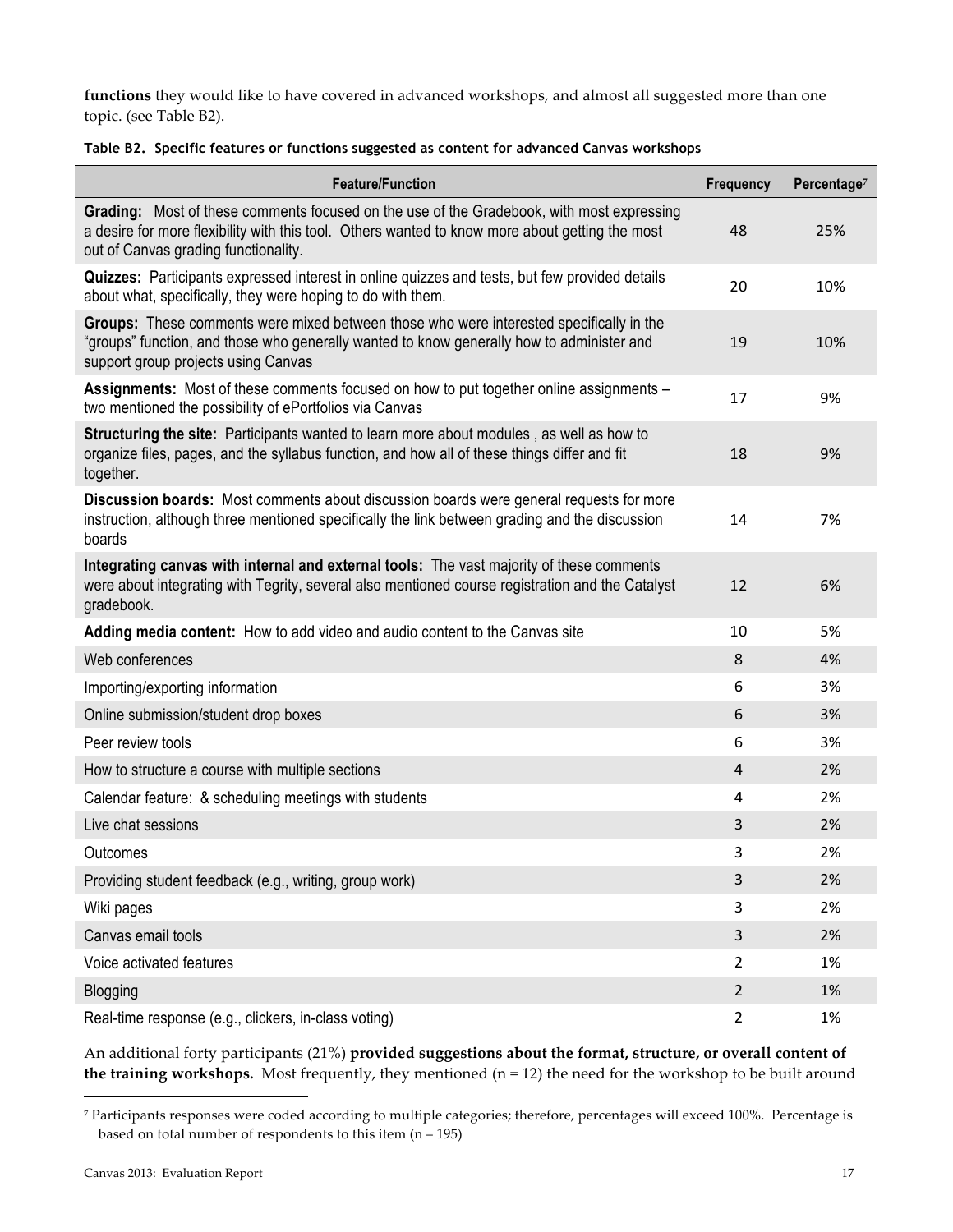**functions** they would like to have covered in advanced workshops, and almost all suggested more than one topic. (see Table B2).

**Table B2. Specific features or functions suggested as content for advanced Canvas workshops**

| Feature/Function | Frequency | Percentage[7] |
| --- | --- | --- |
| **Grading:** Most of these comments focused on the use of the Gradebook, with most expressing a desire for more flexibility with this tool. Others wanted to know more about getting the most out of Canvas grading functionality. | 48 | 25% |
| **Quizzes:** Participants expressed interest in online quizzes and tests, but few provided details about what, specifically, they were hoping to do with them. | 20 | 10% |
| **Groups:** These comments were mixed between those who were interested specifically in the "groups" function, and those who generally wanted to know generally how to administer and support group projects using Canvas | 19 | 10% |
| **Assignments:** Most of these comments focused on how to put together online assignments – two mentioned the possibility of ePortfolios via Canvas | 17 | 9% |
| **Structuring the site:** Participants wanted to learn more about modules , as well as how to organize files, pages, and the syllabus function, and how all of these things differ and fit together. | 18 | 9% |
| **Discussion boards:** Most comments about discussion boards were general requests for more instruction, although three mentioned specifically the link between grading and the discussion boards | 14 | 7% |
| **Integrating canvas with internal and external tools:** The vast majority of these comments were about integrating with Tegrity, several also mentioned course registration and the Catalyst gradebook. | 12 | 6% |
| **Adding media content:** How to add video and audio content to the Canvas site | 10 | 5% |
| Web conferences | 8 | 4% |
| Importing/exporting information | 6 | 3% |
| Online submission/student drop boxes | 6 | 3% |
| Peer review tools | 6 | 3% |
| How to structure a course with multiple sections | 4 | 2% |
| Calendar feature: & scheduling meetings with students | 4 | 2% |
| Live chat sessions | 3 | 2% |
| Outcomes | 3 | 2% |
| Providing student feedback (e.g., writing, group work) | 3 | 2% |
| Wiki pages | 3 | 2% |
| Canvas email tools | 3 | 2% |
| Voice activated features | 2 | 1% |
| Blogging | 2 | 1% |
| Real-time response (e.g., clickers, in-class voting) | 2 | 1% |

An additional forty participants (21%) **provided suggestions about the format, structure, or overall content of the training workshops.** Most frequently, they mentioned (n = 12) the need for the workshop to be built around

[7] Participants responses were coded according to multiple categories; therefore, percentages will exceed 100%. Percentage is based on total number of respondents to this item (n = 195)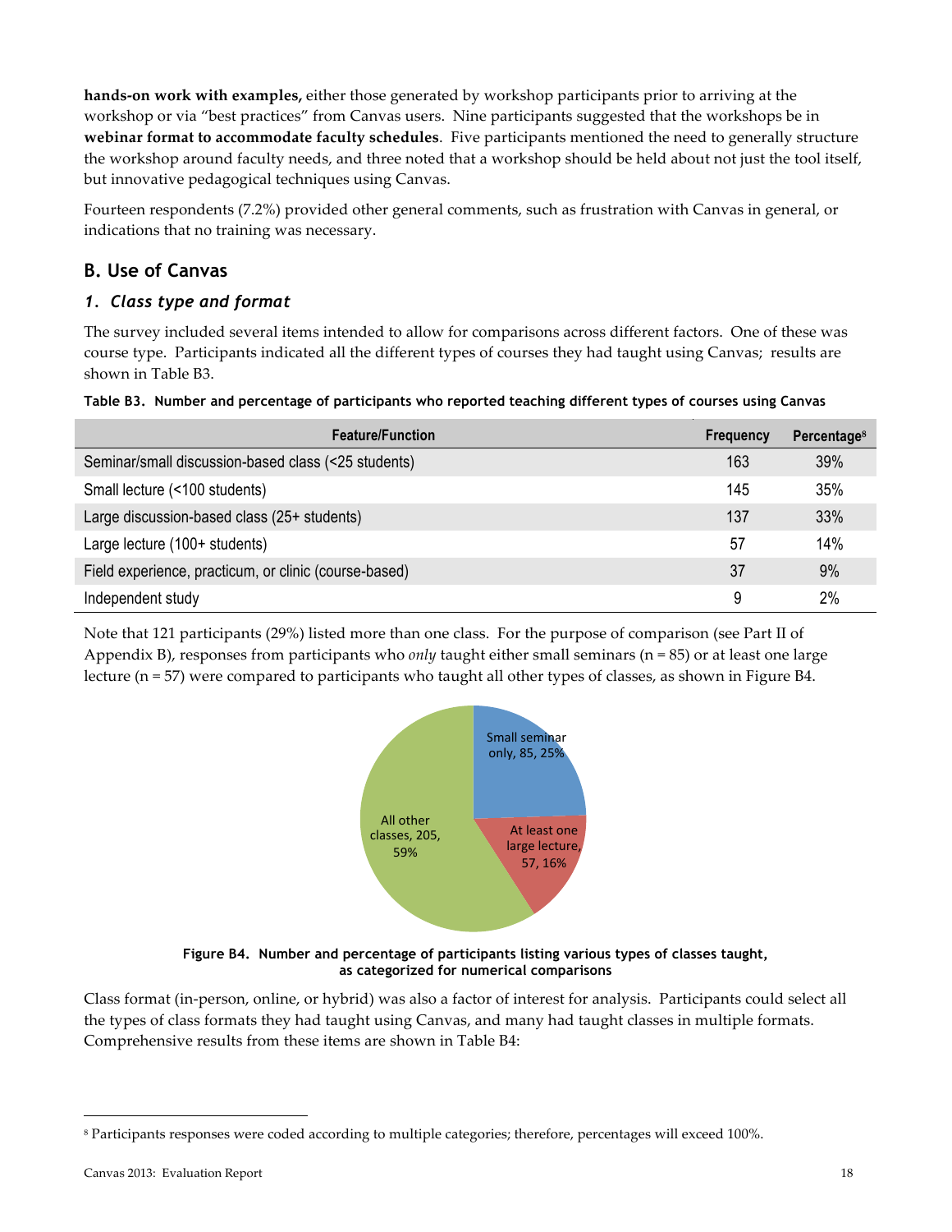**hands-on work with examples,** either those generated by workshop participants prior to arriving at the workshop or via "best practices" from Canvas users. Nine participants suggested that the workshops be in **webinar format to accommodate faculty schedules**. Five participants mentioned the need to generally structure the workshop around faculty needs, and three noted that a workshop should be held about not just the tool itself, but innovative pedagogical techniques using Canvas.

Fourteen respondents (7.2%) provided other general comments, such as frustration with Canvas in general, or indications that no training was necessary.

## B. Use of Canvas

### *1. Class type and format*

The survey included several items intended to allow for comparisons across different factors. One of these was course type. Participants indicated all the different types of courses they had taught using Canvas; results are shown in Table B3.

**Table B3. Number and percentage of participants who reported teaching different types of courses using Canvas**

| Feature/Function | Frequency | Percentage[8] |
|---|---|---|
| Seminar/small discussion-based class (<25 students) | 163 | 39% |
| Small lecture (<100 students) | 145 | 35% |
| Large discussion-based class (25+ students) | 137 | 33% |
| Large lecture (100+ students) | 57 | 14% |
| Field experience, practicum, or clinic (course-based) | 37 | 9% |
| Independent study | 9 | 2% |

Note that 121 participants (29%) listed more than one class. For the purpose of comparison (see Part II of Appendix B), responses from participants who *only* taught either small seminars (n = 85) or at least one large lecture (n = 57) were compared to participants who taught all other types of classes, as shown in Figure B4.

| Category | Number | Percentage |
|---|---|---|
| Small seminar only | 85 | 25% |
| At least one large lecture | 57 | 16% |
| All other classes | 205 | 59% |

**Figure B4. Number and percentage of participants listing various types of classes taught, as categorized for numerical comparisons**

Class format (in-person, online, or hybrid) was also a factor of interest for analysis. Participants could select all the types of class formats they had taught using Canvas, and many had taught classes in multiple formats. Comprehensive results from these items are shown in Table B4:

[8] Participants responses were coded according to multiple categories; therefore, percentages will exceed 100%.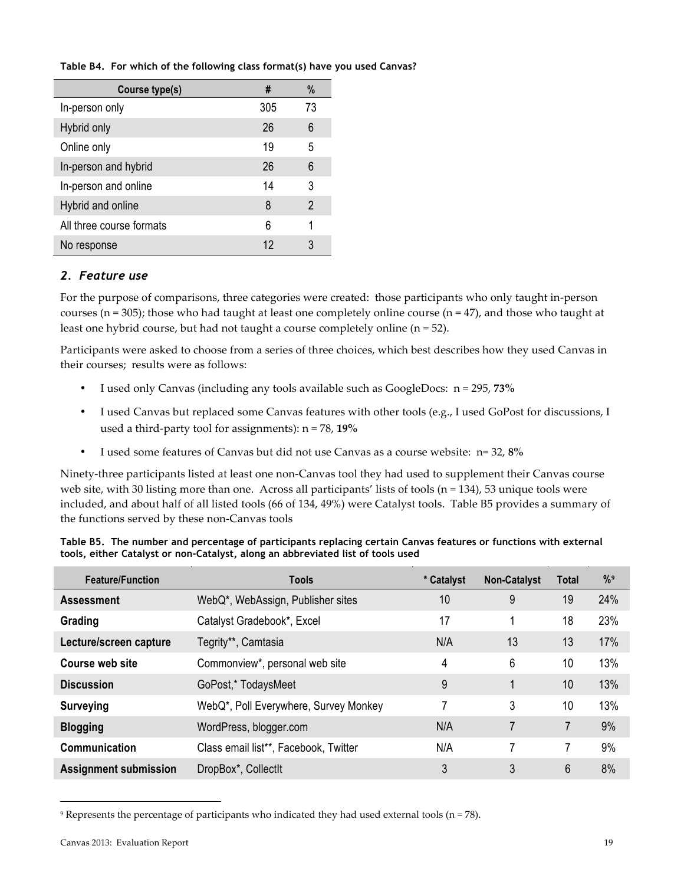**Table B4. For which of the following class format(s) have you used Canvas?**

| Course type(s) | # | % |
|---|---|---|
| In-person only | 305 | 73 |
| Hybrid only | 26 | 6 |
| Online only | 19 | 5 |
| In-person and hybrid | 26 | 6 |
| In-person and online | 14 | 3 |
| Hybrid and online | 8 | 2 |
| All three course formats | 6 | 1 |
| No response | 12 | 3 |

## *2. Feature use*

For the purpose of comparisons, three categories were created: those participants who only taught in-person courses (n = 305); those who had taught at least one completely online course (n = 47), and those who taught at least one hybrid course, but had not taught a course completely online (n = 52).

Participants were asked to choose from a series of three choices, which best describes how they used Canvas in their courses; results were as follows:

- I used only Canvas (including any tools available such as GoogleDocs: n = 295, **73%**
- I used Canvas but replaced some Canvas features with other tools (e.g., I used GoPost for discussions, I used a third-party tool for assignments): n = 78, **19%**
- I used some features of Canvas but did not use Canvas as a course website: n= 32, **8%**

Ninety-three participants listed at least one non-Canvas tool they had used to supplement their Canvas course web site, with 30 listing more than one. Across all participants' lists of tools (n = 134), 53 unique tools were included, and about half of all listed tools (66 of 134, 49%) were Catalyst tools. Table B5 provides a summary of the functions served by these non-Canvas tools

**Table B5. The number and percentage of participants replacing certain Canvas features or functions with external tools, either Catalyst or non-Catalyst, along an abbreviated list of tools used**

| Feature/Function | Tools | * Catalyst | Non-Catalyst | Total | %[9] |
|---|---|---|---|---|---|
| **Assessment** | WebQ*, WebAssign, Publisher sites | 10 | 9 | 19 | 24% |
| **Grading** | Catalyst Gradebook*, Excel | 17 | 1 | 18 | 23% |
| **Lecture/screen capture** | Tegrity**, Camtasia | N/A | 13 | 13 | 17% |
| **Course web site** | Commonview*, personal web site | 4 | 6 | 10 | 13% |
| **Discussion** | GoPost,* TodaysMeet | 9 | 1 | 10 | 13% |
| **Surveying** | WebQ*, Poll Everywhere, Survey Monkey | 7 | 3 | 10 | 13% |
| **Blogging** | WordPress, blogger.com | N/A | 7 | 7 | 9% |
| **Communication** | Class email list**, Facebook, Twitter | N/A | 7 | 7 | 9% |
| **Assignment submission** | DropBox*, CollectIt | 3 | 3 | 6 | 8% |

[9] Represents the percentage of participants who indicated they had used external tools (n = 78).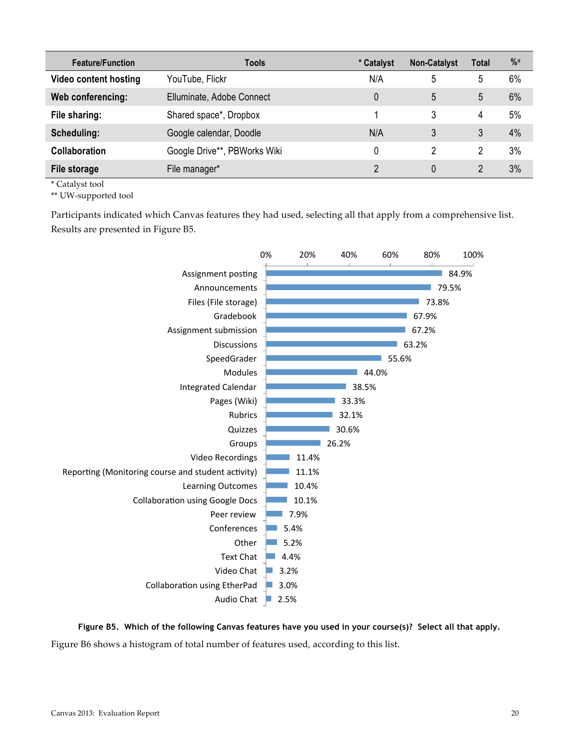| Feature/Function | Tools | * Catalyst | Non-Catalyst | Total | %[9] |
|---|---|---|---|---|---|
| **Video content hosting** | YouTube, Flickr | N/A | 5 | 5 | 6% |
| **Web conferencing:** | Elluminate, Adobe Connect | 0 | 5 | 5 | 6% |
| **File sharing:** | Shared space*, Dropbox | 1 | 3 | 4 | 5% |
| **Scheduling:** | Google calendar, Doodle | N/A | 3 | 3 | 4% |
| **Collaboration** | Google Drive**, PBWorks Wiki | 0 | 2 | 2 | 3% |
| **File storage** | File manager* | 2 | 0 | 2 | 3% |

\* Catalyst tool
** UW-supported tool

Participants indicated which Canvas features they had used, selecting all that apply from a comprehensive list. Results are presented in Figure B5.

| Feature | % |
|---|---|
| Assignment posting | 84.9% |
| Announcements | 79.5% |
| Files (File storage) | 73.8% |
| Gradebook | 67.9% |
| Assignment submission | 67.2% |
| Discussions | 63.2% |
| SpeedGrader | 55.6% |
| Modules | 44.0% |
| Integrated Calendar | 38.5% |
| Pages (Wiki) | 33.3% |
| Rubrics | 32.1% |
| Quizzes | 30.6% |
| Groups | 26.2% |
| Video Recordings | 11.4% |
| Reporting (Monitoring course and student activity) | 11.1% |
| Learning Outcomes | 10.4% |
| Collaboration using Google Docs | 10.1% |
| Peer review | 7.9% |
| Conferences | 5.4% |
| Other | 5.2% |
| Text Chat | 4.4% |
| Video Chat | 3.2% |
| Collaboration using EtherPad | 3.0% |
| Audio Chat | 2.5% |

**Figure B5. Which of the following Canvas features have you used in your course(s)? Select all that apply.**

Figure B6 shows a histogram of total number of features used, according to this list.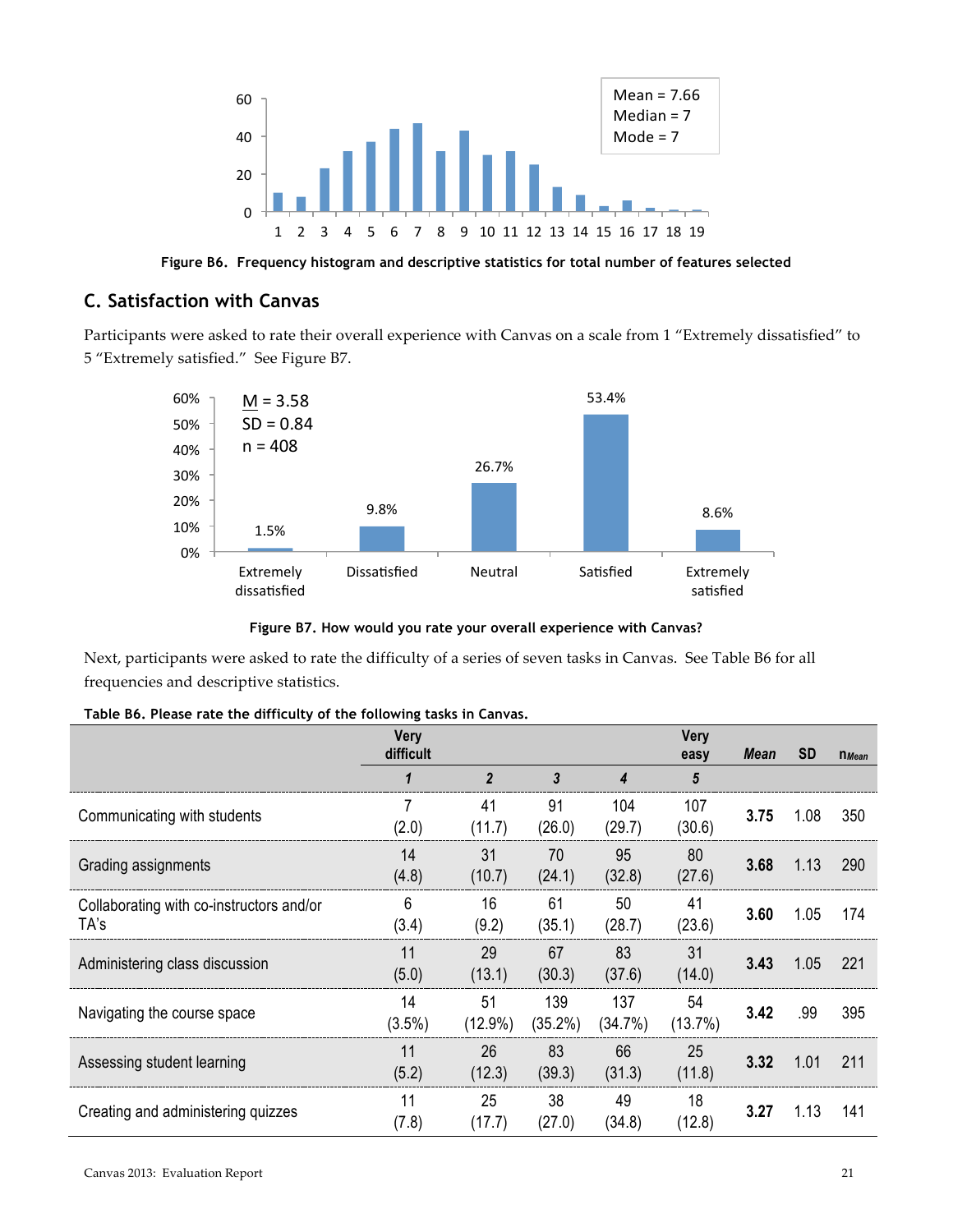Mean = 7.66
Median = 7
Mode = 7

**Figure B6. Frequency histogram and descriptive statistics for total number of features selected**

## C. Satisfaction with Canvas

Participants were asked to rate their overall experience with Canvas on a scale from 1 "Extremely dissatisfied" to 5 "Extremely satisfied." See Figure B7.

M = 3.58
SD = 0.84
n = 408

| Extremely dissatisfied | Dissatisfied | Neutral | Satisfied | Extremely satisfied |
|---|---|---|---|---|
| 1.5% | 9.8% | 26.7% | 53.4% | 8.6% |

**Figure B7. How would you rate your overall experience with Canvas?**

Next, participants were asked to rate the difficulty of a series of seven tasks in Canvas. See Table B6 for all frequencies and descriptive statistics.

**Table B6. Please rate the difficulty of the following tasks in Canvas.**

| | Very difficult 1 | 2 | 3 | 4 | Very easy 5 | *Mean* | SD | $n_{Mean}$ |
|---|---|---|---|---|---|---|---|---|
| Communicating with students | 7 (2.0) | 41 (11.7) | 91 (26.0) | 104 (29.7) | 107 (30.6) | **3.75** | 1.08 | 350 |
| Grading assignments | 14 (4.8) | 31 (10.7) | 70 (24.1) | 95 (32.8) | 80 (27.6) | **3.68** | 1.13 | 290 |
| Collaborating with co-instructors and/or TA's | 6 (3.4) | 16 (9.2) | 61 (35.1) | 50 (28.7) | 41 (23.6) | **3.60** | 1.05 | 174 |
| Administering class discussion | 11 (5.0) | 29 (13.1) | 67 (30.3) | 83 (37.6) | 31 (14.0) | **3.43** | 1.05 | 221 |
| Navigating the course space | 14 (3.5%) | 51 (12.9%) | 139 (35.2%) | 137 (34.7%) | 54 (13.7%) | **3.42** | .99 | 395 |
| Assessing student learning | 11 (5.2) | 26 (12.3) | 83 (39.3) | 66 (31.3) | 25 (11.8) | **3.32** | 1.01 | 211 |
| Creating and administering quizzes | 11 (7.8) | 25 (17.7) | 38 (27.0) | 49 (34.8) | 18 (12.8) | **3.27** | 1.13 | 141 |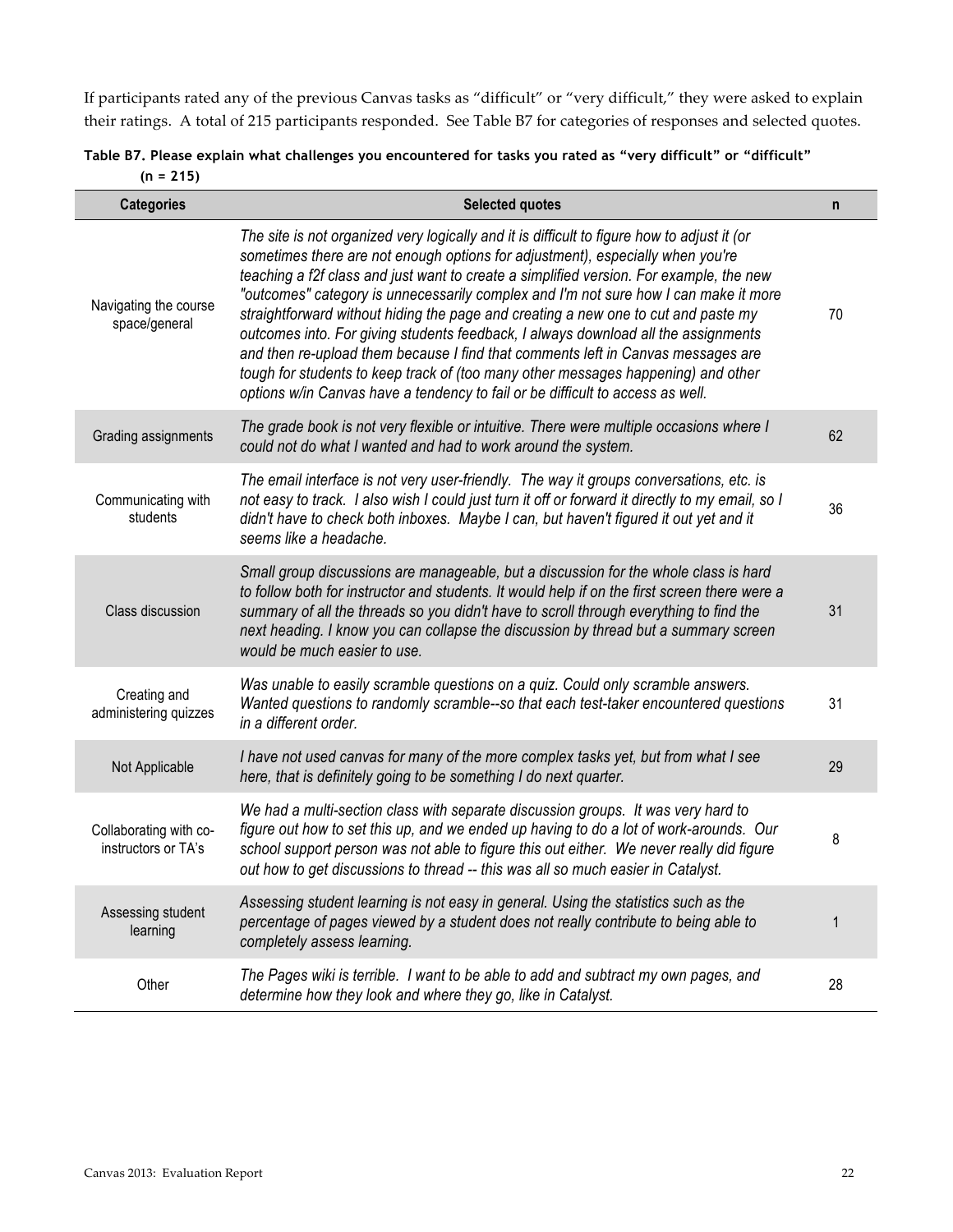If participants rated any of the previous Canvas tasks as "difficult" or "very difficult," they were asked to explain their ratings. A total of 215 participants responded. See Table B7 for categories of responses and selected quotes.

**Table B7. Please explain what challenges you encountered for tasks you rated as "very difficult" or "difficult" (n = 215)**

| Categories | Selected quotes | n |
|---|---|---|
| Navigating the course space/general | *The site is not organized very logically and it is difficult to figure how to adjust it (or sometimes there are not enough options for adjustment), especially when you're teaching a f2f class and just want to create a simplified version. For example, the new "outcomes" category is unnecessarily complex and I'm not sure how I can make it more straightforward without hiding the page and creating a new one to cut and paste my outcomes into. For giving students feedback, I always download all the assignments and then re-upload them because I find that comments left in Canvas messages are tough for students to keep track of (too many other messages happening) and other options w/in Canvas have a tendency to fail or be difficult to access as well.* | 70 |
| Grading assignments | *The grade book is not very flexible or intuitive. There were multiple occasions where I could not do what I wanted and had to work around the system.* | 62 |
| Communicating with students | *The email interface is not very user-friendly. The way it groups conversations, etc. is not easy to track. I also wish I could just turn it off or forward it directly to my email, so I didn't have to check both inboxes. Maybe I can, but haven't figured it out yet and it seems like a headache.* | 36 |
| Class discussion | *Small group discussions are manageable, but a discussion for the whole class is hard to follow both for instructor and students. It would help if on the first screen there were a summary of all the threads so you didn't have to scroll through everything to find the next heading. I know you can collapse the discussion by thread but a summary screen would be much easier to use.* | 31 |
| Creating and administering quizzes | *Was unable to easily scramble questions on a quiz. Could only scramble answers. Wanted questions to randomly scramble--so that each test-taker encountered questions in a different order.* | 31 |
| Not Applicable | *I have not used canvas for many of the more complex tasks yet, but from what I see here, that is definitely going to be something I do next quarter.* | 29 |
| Collaborating with co-instructors or TA's | *We had a multi-section class with separate discussion groups. It was very hard to figure out how to set this up, and we ended up having to do a lot of work-arounds. Our school support person was not able to figure this out either. We never really did figure out how to get discussions to thread -- this was all so much easier in Catalyst.* | 8 |
| Assessing student learning | *Assessing student learning is not easy in general. Using the statistics such as the percentage of pages viewed by a student does not really contribute to being able to completely assess learning.* | 1 |
| Other | *The Pages wiki is terrible. I want to be able to add and subtract my own pages, and determine how they look and where they go, like in Catalyst.* | 28 |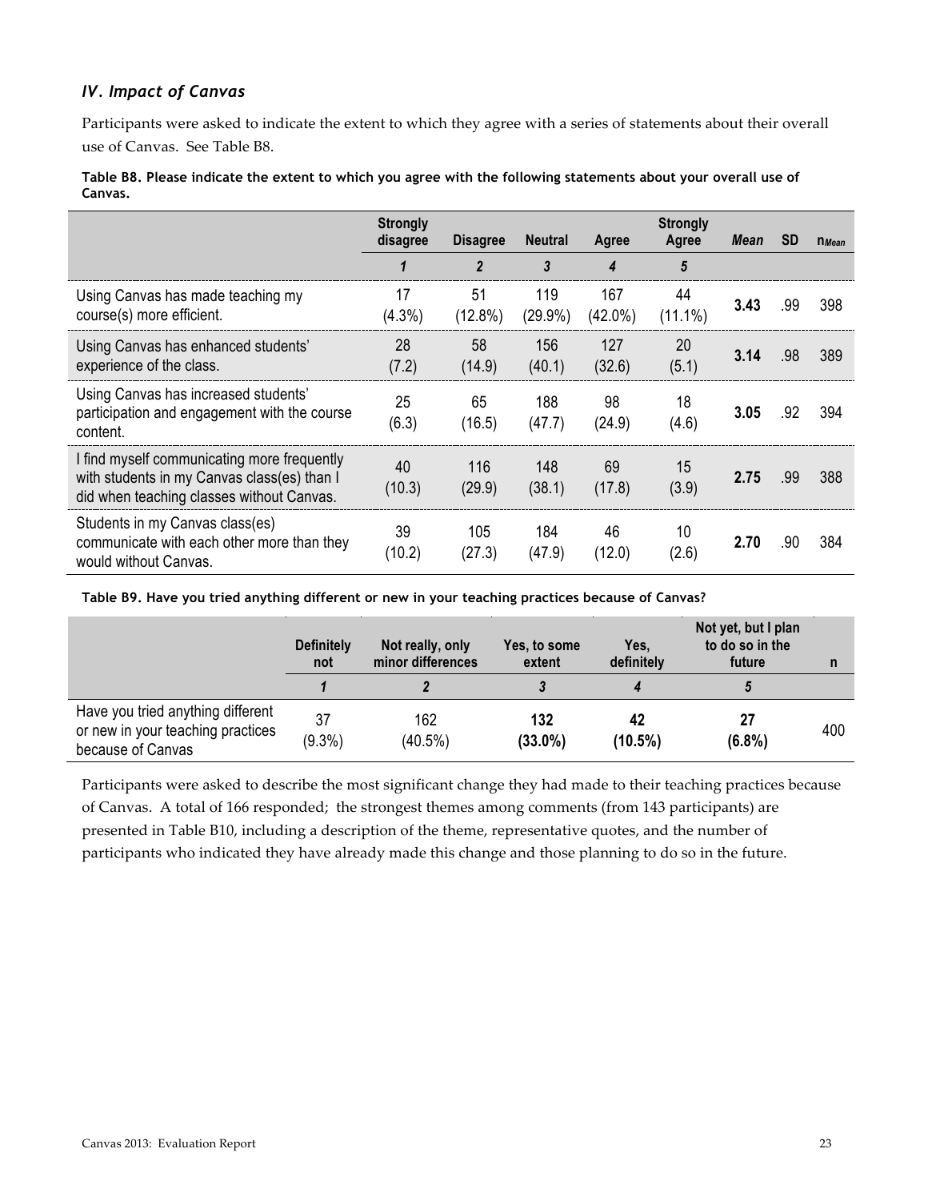### *IV. Impact of Canvas*

Participants were asked to indicate the extent to which they agree with a series of statements about their overall use of Canvas. See Table B8.

**Table B8. Please indicate the extent to which you agree with the following statements about your overall use of Canvas.**

| | Strongly disagree | Disagree | Neutral | Agree | Strongly Agree | *Mean* | SD | $n_{Mean}$ |
|---|---|---|---|---|---|---|---|---|
| | *1* | *2* | *3* | *4* | *5* | | | |
| Using Canvas has made teaching my course(s) more efficient. | 17 (4.3%) | 51 (12.8%) | 119 (29.9%) | 167 (42.0%) | 44 (11.1%) | **3.43** | .99 | 398 |
| Using Canvas has enhanced students' experience of the class. | 28 (7.2) | 58 (14.9) | 156 (40.1) | 127 (32.6) | 20 (5.1) | **3.14** | .98 | 389 |
| Using Canvas has increased students' participation and engagement with the course content. | 25 (6.3) | 65 (16.5) | 188 (47.7) | 98 (24.9) | 18 (4.6) | **3.05** | .92 | 394 |
| I find myself communicating more frequently with students in my Canvas class(es) than I did when teaching classes without Canvas. | 40 (10.3) | 116 (29.9) | 148 (38.1) | 69 (17.8) | 15 (3.9) | **2.75** | .99 | 388 |
| Students in my Canvas class(es) communicate with each other more than they would without Canvas. | 39 (10.2) | 105 (27.3) | 184 (47.9) | 46 (12.0) | 10 (2.6) | **2.70** | .90 | 384 |

**Table B9. Have you tried anything different or new in your teaching practices because of Canvas?**

| | Definitely not | Not really, only minor differences | Yes, to some extent | Yes, definitely | Not yet, but I plan to do so in the future | n |
|---|---|---|---|---|---|---|
| | *1* | *2* | *3* | *4* | *5* | |
| Have you tried anything different or new in your teaching practices because of Canvas | 37 (9.3%) | 162 (40.5%) | **132 (33.0%)** | **42 (10.5%)** | **27 (6.8%)** | 400 |

Participants were asked to describe the most significant change they had made to their teaching practices because of Canvas. A total of 166 responded; the strongest themes among comments (from 143 participants) are presented in Table B10, including a description of the theme, representative quotes, and the number of participants who indicated they have already made this change and those planning to do so in the future.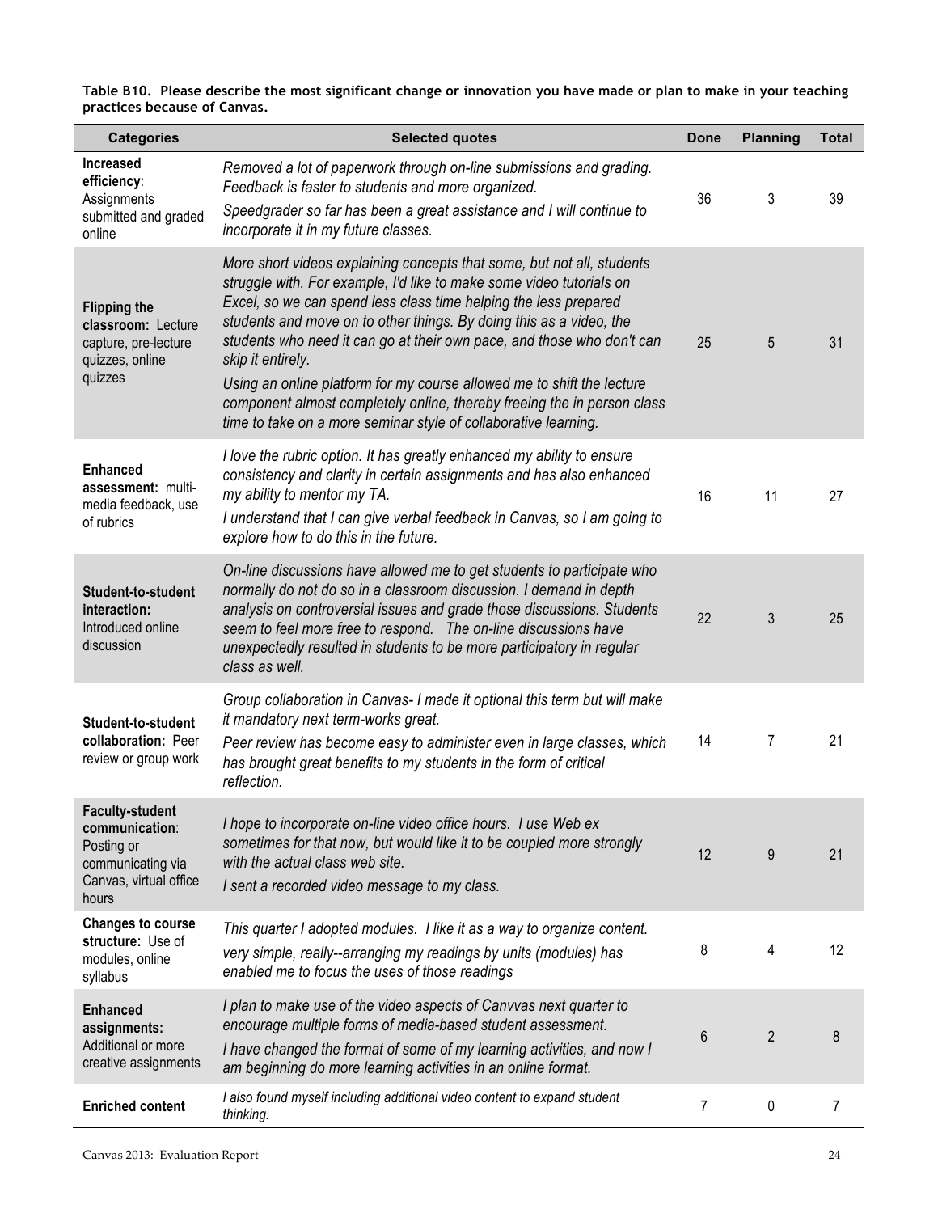**Table B10. Please describe the most significant change or innovation you have made or plan to make in your teaching practices because of Canvas.**

| Categories | Selected quotes | Done | Planning | Total |
|---|---|---|---|---|
| **Increased efficiency**: Assignments submitted and graded online | *Removed a lot of paperwork through on-line submissions and grading. Feedback is faster to students and more organized.* <br> *Speedgrader so far has been a great assistance and I will continue to incorporate it in my future classes.* | 36 | 3 | 39 |
| **Flipping the classroom:** Lecture capture, pre-lecture quizzes, online quizzes | *More short videos explaining concepts that some, but not all, students struggle with. For example, I'd like to make some video tutorials on Excel, so we can spend less class time helping the less prepared students and move on to other things. By doing this as a video, the students who need it can go at their own pace, and those who don't can skip it entirely.* <br> *Using an online platform for my course allowed me to shift the lecture component almost completely online, thereby freeing the in person class time to take on a more seminar style of collaborative learning.* | 25 | 5 | 31 |
| **Enhanced assessment:** multi-media feedback, use of rubrics | *I love the rubric option. It has greatly enhanced my ability to ensure consistency and clarity in certain assignments and has also enhanced my ability to mentor my TA.* <br> *I understand that I can give verbal feedback in Canvas, so I am going to explore how to do this in the future.* | 16 | 11 | 27 |
| **Student-to-student interaction:** Introduced online discussion | *On-line discussions have allowed me to get students to participate who normally do not do so in a classroom discussion. I demand in depth analysis on controversial issues and grade those discussions. Students seem to feel more free to respond. The on-line discussions have unexpectedly resulted in students to be more participatory in regular class as well.* | 22 | 3 | 25 |
| **Student-to-student collaboration:** Peer review or group work | *Group collaboration in Canvas- I made it optional this term but will make it mandatory next term-works great.* <br> *Peer review has become easy to administer even in large classes, which has brought great benefits to my students in the form of critical reflection.* | 14 | 7 | 21 |
| **Faculty-student communication**: Posting or communicating via Canvas, virtual office hours | *I hope to incorporate on-line video office hours. I use Web ex sometimes for that now, but would like it to be coupled more strongly with the actual class web site.* <br> *I sent a recorded video message to my class.* | 12 | 9 | 21 |
| **Changes to course structure:** Use of modules, online syllabus | *This quarter I adopted modules. I like it as a way to organize content.* <br> *very simple, really--arranging my readings by units (modules) has enabled me to focus the uses of those readings* | 8 | 4 | 12 |
| **Enhanced assignments:** Additional or more creative assignments | *I plan to make use of the video aspects of Canvvas next quarter to encourage multiple forms of media-based student assessment.* <br> *I have changed the format of some of my learning activities, and now I am beginning do more learning activities in an online format.* | 6 | 2 | 8 |
| **Enriched content** | *I also found myself including additional video content to expand student thinking.* | 7 | 0 | 7 |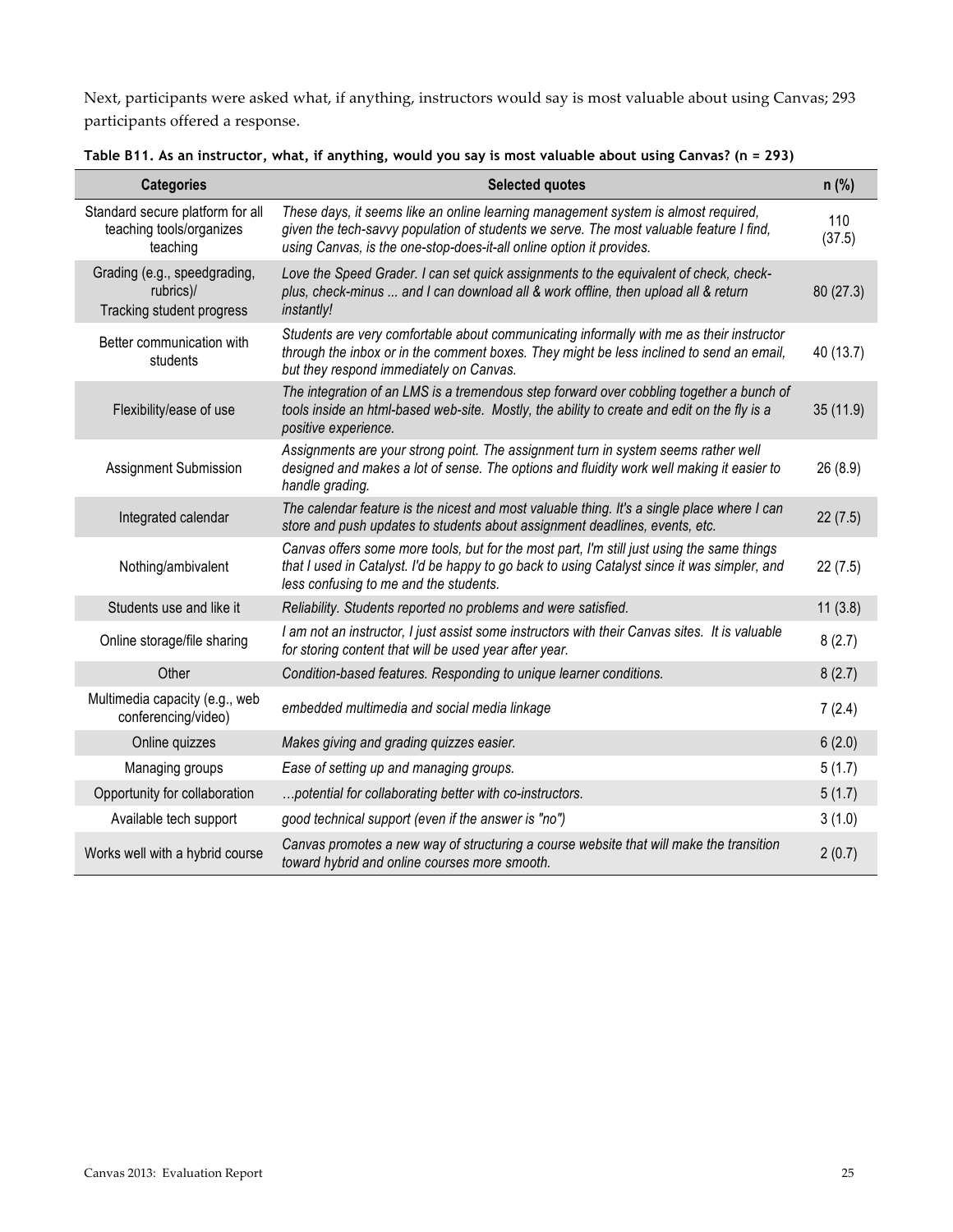Next, participants were asked what, if anything, instructors would say is most valuable about using Canvas; 293 participants offered a response.

**Table B11. As an instructor, what, if anything, would you say is most valuable about using Canvas? (n = 293)**

| Categories | Selected quotes | n (%) |
|---|---|---|
| Standard secure platform for all teaching tools/organizes teaching | *These days, it seems like an online learning management system is almost required, given the tech-savvy population of students we serve. The most valuable feature I find, using Canvas, is the one-stop-does-it-all online option it provides.* | 110 (37.5) |
| Grading (e.g., speedgrading, rubrics)/ Tracking student progress | *Love the Speed Grader. I can set quick assignments to the equivalent of check, check-plus, check-minus ... and I can download all & work offline, then upload all & return instantly!* | 80 (27.3) |
| Better communication with students | *Students are very comfortable about communicating informally with me as their instructor through the inbox or in the comment boxes. They might be less inclined to send an email, but they respond immediately on Canvas.* | 40 (13.7) |
| Flexibility/ease of use | *The integration of an LMS is a tremendous step forward over cobbling together a bunch of tools inside an html-based web-site. Mostly, the ability to create and edit on the fly is a positive experience.* | 35 (11.9) |
| Assignment Submission | *Assignments are your strong point. The assignment turn in system seems rather well designed and makes a lot of sense. The options and fluidity work well making it easier to handle grading.* | 26 (8.9) |
| Integrated calendar | *The calendar feature is the nicest and most valuable thing. It's a single place where I can store and push updates to students about assignment deadlines, events, etc.* | 22 (7.5) |
| Nothing/ambivalent | *Canvas offers some more tools, but for the most part, I'm still just using the same things that I used in Catalyst. I'd be happy to go back to using Catalyst since it was simpler, and less confusing to me and the students.* | 22 (7.5) |
| Students use and like it | *Reliability. Students reported no problems and were satisfied.* | 11 (3.8) |
| Online storage/file sharing | *I am not an instructor, I just assist some instructors with their Canvas sites. It is valuable for storing content that will be used year after year.* | 8 (2.7) |
| Other | *Condition-based features. Responding to unique learner conditions.* | 8 (2.7) |
| Multimedia capacity (e.g., web conferencing/video) | *embedded multimedia and social media linkage* | 7 (2.4) |
| Online quizzes | *Makes giving and grading quizzes easier.* | 6 (2.0) |
| Managing groups | *Ease of setting up and managing groups.* | 5 (1.7) |
| Opportunity for collaboration | *…potential for collaborating better with co-instructors.* | 5 (1.7) |
| Available tech support | *good technical support (even if the answer is "no")* | 3 (1.0) |
| Works well with a hybrid course | *Canvas promotes a new way of structuring a course website that will make the transition toward hybrid and online courses more smooth.* | 2 (0.7) |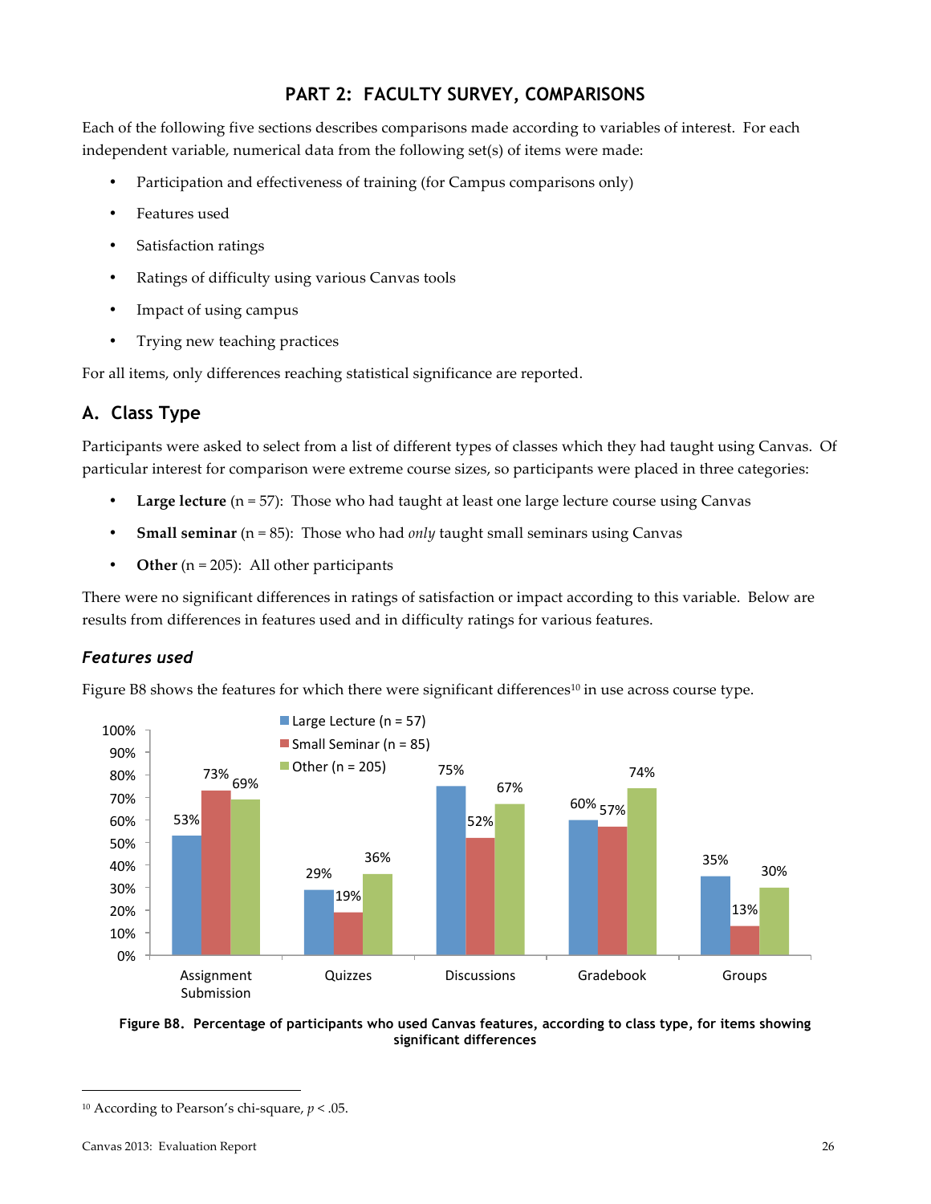# PART 2: FACULTY SURVEY, COMPARISONS

Each of the following five sections describes comparisons made according to variables of interest. For each independent variable, numerical data from the following set(s) of items were made:

- Participation and effectiveness of training (for Campus comparisons only)
- Features used
- Satisfaction ratings
- Ratings of difficulty using various Canvas tools
- Impact of using campus
- Trying new teaching practices

For all items, only differences reaching statistical significance are reported.

## A. Class Type

Participants were asked to select from a list of different types of classes which they had taught using Canvas. Of particular interest for comparison were extreme course sizes, so participants were placed in three categories:

- **Large lecture** (n = 57): Those who had taught at least one large lecture course using Canvas
- **Small seminar** (n = 85): Those who had *only* taught small seminars using Canvas
- **Other** (n = 205): All other participants

There were no significant differences in ratings of satisfaction or impact according to this variable. Below are results from differences in features used and in difficulty ratings for various features.

### *Features used*

Figure B8 shows the features for which there were significant differences[10] in use across course type.

| | Large Lecture (n = 57) | Small Seminar (n = 85) | Other (n = 205) |
|---|---|---|---|
| Assignment Submission | 53% | 73% | 69% |
| Quizzes | 29% | 19% | 36% |
| Discussions | 75% | 52% | 67% |
| Gradebook | 60% | 57% | 74% |
| Groups | 35% | 13% | 30% |

**Figure B8. Percentage of participants who used Canvas features, according to class type, for items showing significant differences**

---

[10] According to Pearson's chi-square, $p < .05$.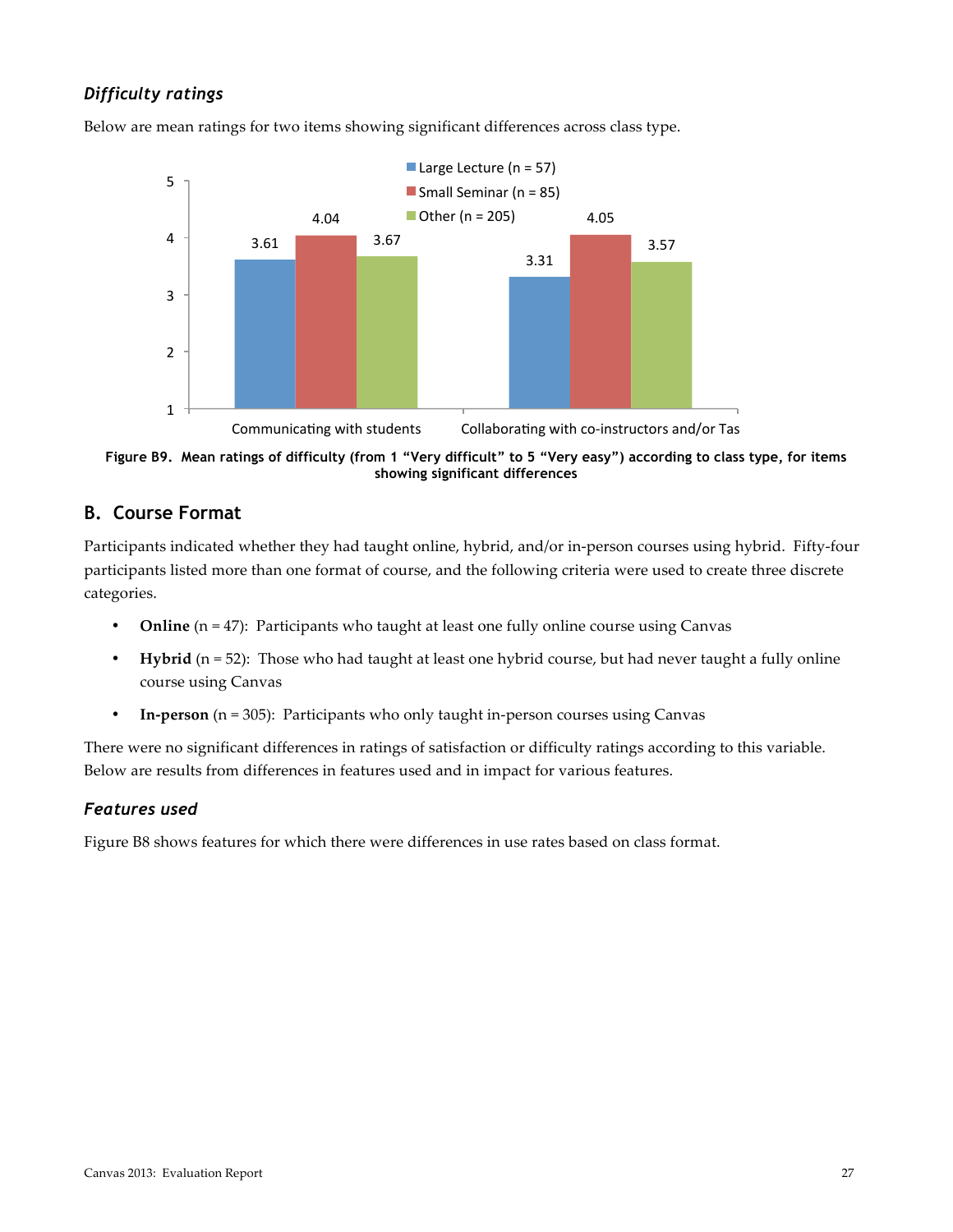### *Difficulty ratings*

Below are mean ratings for two items showing significant differences across class type.

| | Large Lecture (n = 57) | Small Seminar (n = 85) | Other (n = 205) |
|---|---|---|---|
| Communicating with students | 3.61 | 4.04 | 3.67 |
| Collaborating with co-instructors and/or Tas | 3.31 | 4.05 | 3.57 |

**Figure B9. Mean ratings of difficulty (from 1 "Very difficult" to 5 "Very easy") according to class type, for items showing significant differences**

## B. Course Format

Participants indicated whether they had taught online, hybrid, and/or in-person courses using hybrid. Fifty-four participants listed more than one format of course, and the following criteria were used to create three discrete categories.

- **Online** (n = 47): Participants who taught at least one fully online course using Canvas
- **Hybrid** (n = 52): Those who had taught at least one hybrid course, but had never taught a fully online course using Canvas
- **In-person** (n = 305): Participants who only taught in-person courses using Canvas

There were no significant differences in ratings of satisfaction or difficulty ratings according to this variable. Below are results from differences in features used and in impact for various features.

### *Features used*

Figure B8 shows features for which there were differences in use rates based on class format.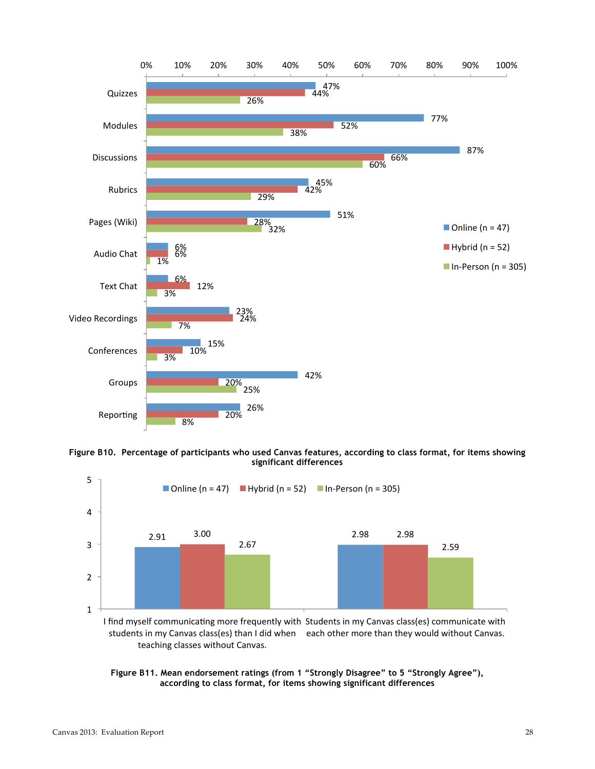| Feature | Online (n = 47) | Hybrid (n = 52) | In-Person (n = 305) |
|---|---|---|---|
| Quizzes | 47% | 44% | 26% |
| Modules | 77% | 52% | 38% |
| Discussions | 87% | 66% | 60% |
| Rubrics | 45% | 42% | 29% |
| Pages (Wiki) | 51% | 28% | 32% |
| Audio Chat | 6% | 6% | 1% |
| Text Chat | 6% | 12% | 3% |
| Video Recordings | 23% | 24% | 7% |
| Conferences | 15% | 10% | 3% |
| Groups | 42% | 20% | 25% |
| Reporting | 26% | 20% | 8% |

**Figure B10. Percentage of participants who used Canvas features, according to class format, for items showing significant differences**

| Item | Online (n = 47) | Hybrid (n = 52) | In-Person (n = 305) |
|---|---|---|---|
| I find myself communicating more frequently with students in my Canvas class(es) than I did when teaching classes without Canvas. | 2.91 | 3.00 | 2.67 |
| Students in my Canvas class(es) communicate with each other more than they would without Canvas. | 2.98 | 2.98 | 2.59 |

**Figure B11. Mean endorsement ratings (from 1 "Strongly Disagree" to 5 "Strongly Agree"), according to class format, for items showing significant differences**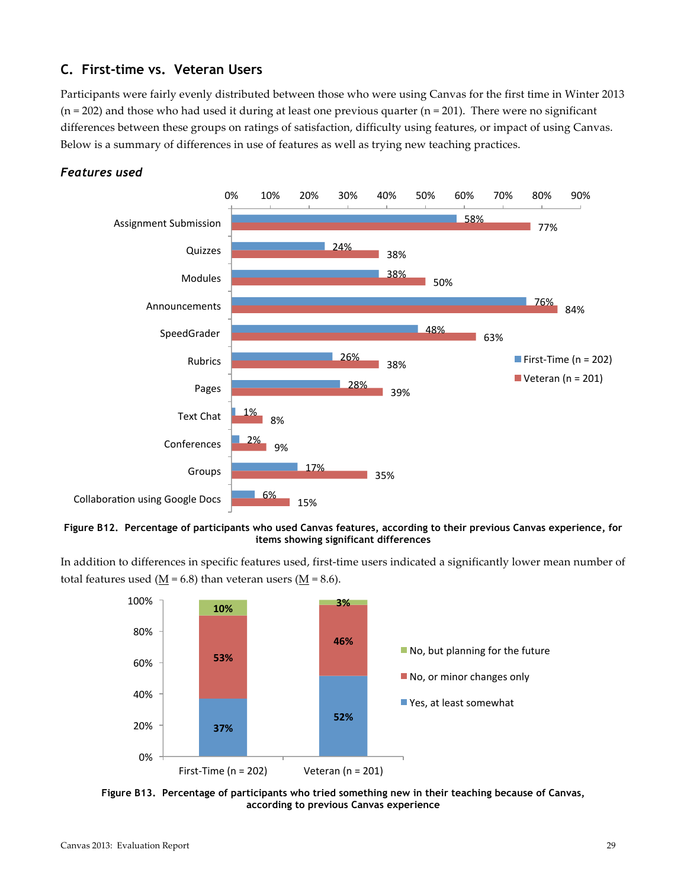## C. First-time vs. Veteran Users

Participants were fairly evenly distributed between those who were using Canvas for the first time in Winter 2013 (n = 202) and those who had used it during at least one previous quarter (n = 201). There were no significant differences between these groups on ratings of satisfaction, difficulty using features, or impact of using Canvas. Below is a summary of differences in use of features as well as trying new teaching practices.

### *Features used*

| Feature | First-Time (n = 202) | Veteran (n = 201) |
|---|---|---|
| Assignment Submission | 58% | 77% |
| Quizzes | 24% | 38% |
| Modules | 38% | 50% |
| Announcements | 76% | 84% |
| SpeedGrader | 48% | 63% |
| Rubrics | 26% | 38% |
| Pages | 28% | 39% |
| Text Chat | 1% | 8% |
| Conferences | 2% | 9% |
| Groups | 17% | 35% |
| Collaboration using Google Docs | 6% | 15% |

**Figure B12. Percentage of participants who used Canvas features, according to their previous Canvas experience, for items showing significant differences**

In addition to differences in specific features used, first-time users indicated a significantly lower mean number of total features used (M = 6.8) than veteran users (M = 8.6).

| | First-Time (n = 202) | Veteran (n = 201) |
|---|---|---|
| No, but planning for the future | 10% | 3% |
| No, or minor changes only | 53% | 46% |
| Yes, at least somewhat | 37% | 52% |

**Figure B13. Percentage of participants who tried something new in their teaching because of Canvas, according to previous Canvas experience**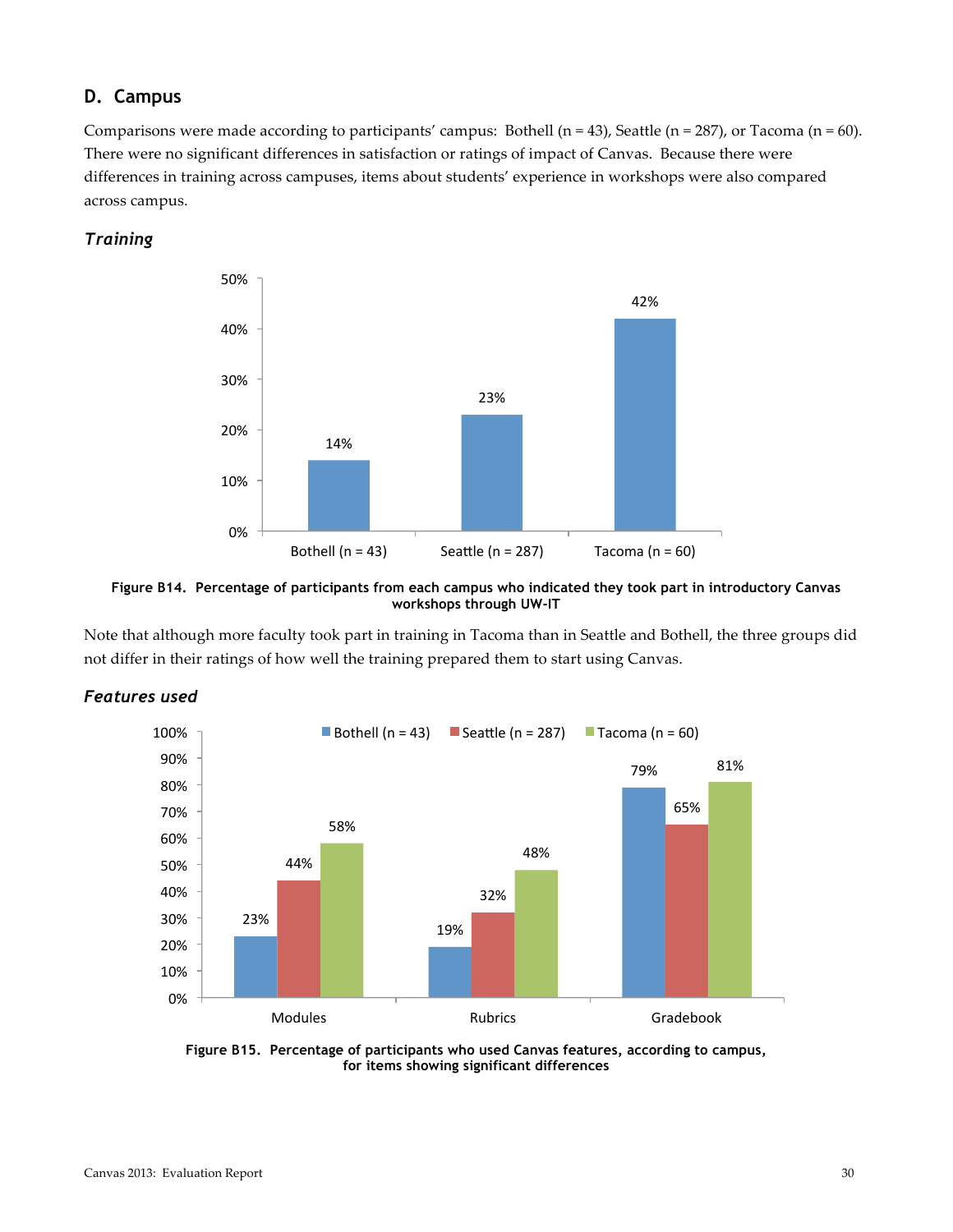## D. Campus

Comparisons were made according to participants' campus: Bothell (n = 43), Seattle (n = 287), or Tacoma (n = 60). There were no significant differences in satisfaction or ratings of impact of Canvas. Because there were differences in training across campuses, items about students' experience in workshops were also compared across campus.

### *Training*

| Campus | Percentage |
|---|---|
| Bothell (n = 43) | 14% |
| Seattle (n = 287) | 23% |
| Tacoma (n = 60) | 42% |

**Figure B14. Percentage of participants from each campus who indicated they took part in introductory Canvas workshops through UW-IT**

Note that although more faculty took part in training in Tacoma than in Seattle and Bothell, the three groups did not differ in their ratings of how well the training prepared them to start using Canvas.

### *Features used*

| Feature | Bothell (n = 43) | Seattle (n = 287) | Tacoma (n = 60) |
|---|---|---|---|
| Modules | 23% | 44% | 58% |
| Rubrics | 19% | 32% | 48% |
| Gradebook | 79% | 65% | 81% |

**Figure B15. Percentage of participants who used Canvas features, according to campus, for items showing significant differences**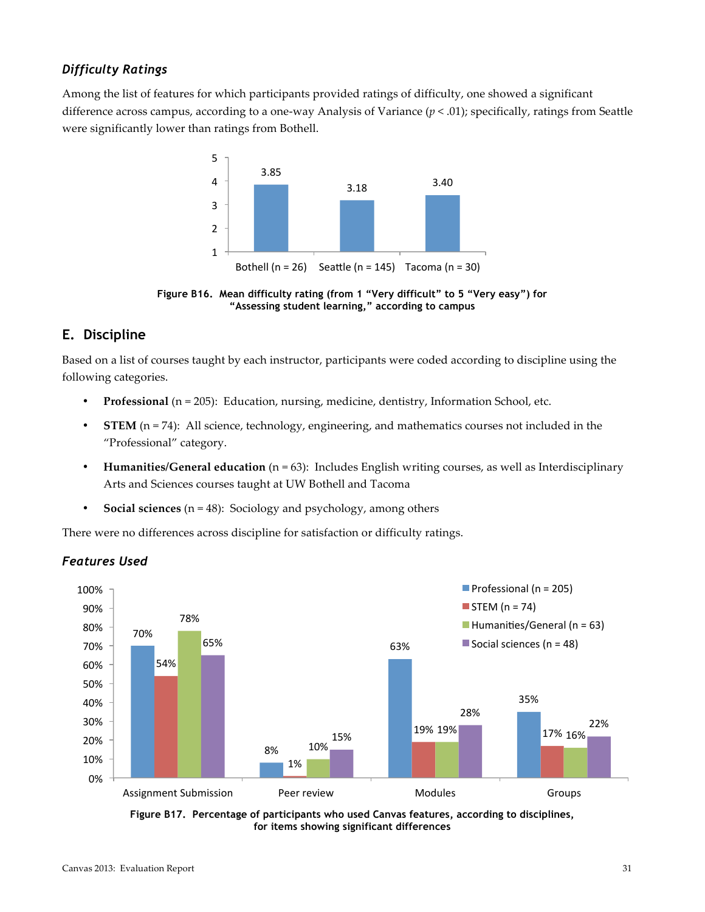### *Difficulty Ratings*

Among the list of features for which participants provided ratings of difficulty, one showed a significant difference across campus, according to a one-way Analysis of Variance ($p < .01$); specifically, ratings from Seattle were significantly lower than ratings from Bothell.

| Campus | Mean difficulty rating |
|---|---|
| Bothell (n = 26) | 3.85 |
| Seattle (n = 145) | 3.18 |
| Tacoma (n = 30) | 3.40 |

**Figure B16. Mean difficulty rating (from 1 "Very difficult" to 5 "Very easy") for "Assessing student learning," according to campus**

## E. Discipline

Based on a list of courses taught by each instructor, participants were coded according to discipline using the following categories.

- **Professional** (n = 205): Education, nursing, medicine, dentistry, Information School, etc.
- **STEM** (n = 74): All science, technology, engineering, and mathematics courses not included in the "Professional" category.
- **Humanities/General education** (n = 63): Includes English writing courses, as well as Interdisciplinary Arts and Sciences courses taught at UW Bothell and Tacoma
- **Social sciences** (n = 48): Sociology and psychology, among others

There were no differences across discipline for satisfaction or difficulty ratings.

### *Features Used*

| Feature | Professional (n = 205) | STEM (n = 74) | Humanities/General (n = 63) | Social sciences (n = 48) |
|---|---|---|---|---|
| Assignment Submission | 70% | 54% | 78% | 65% |
| Peer review | 8% | 1% | 10% | 15% |
| Modules | 63% | 19% | 19% | 28% |
| Groups | 35% | 17% | 16% | 22% |

**Figure B17. Percentage of participants who used Canvas features, according to disciplines, for items showing significant differences**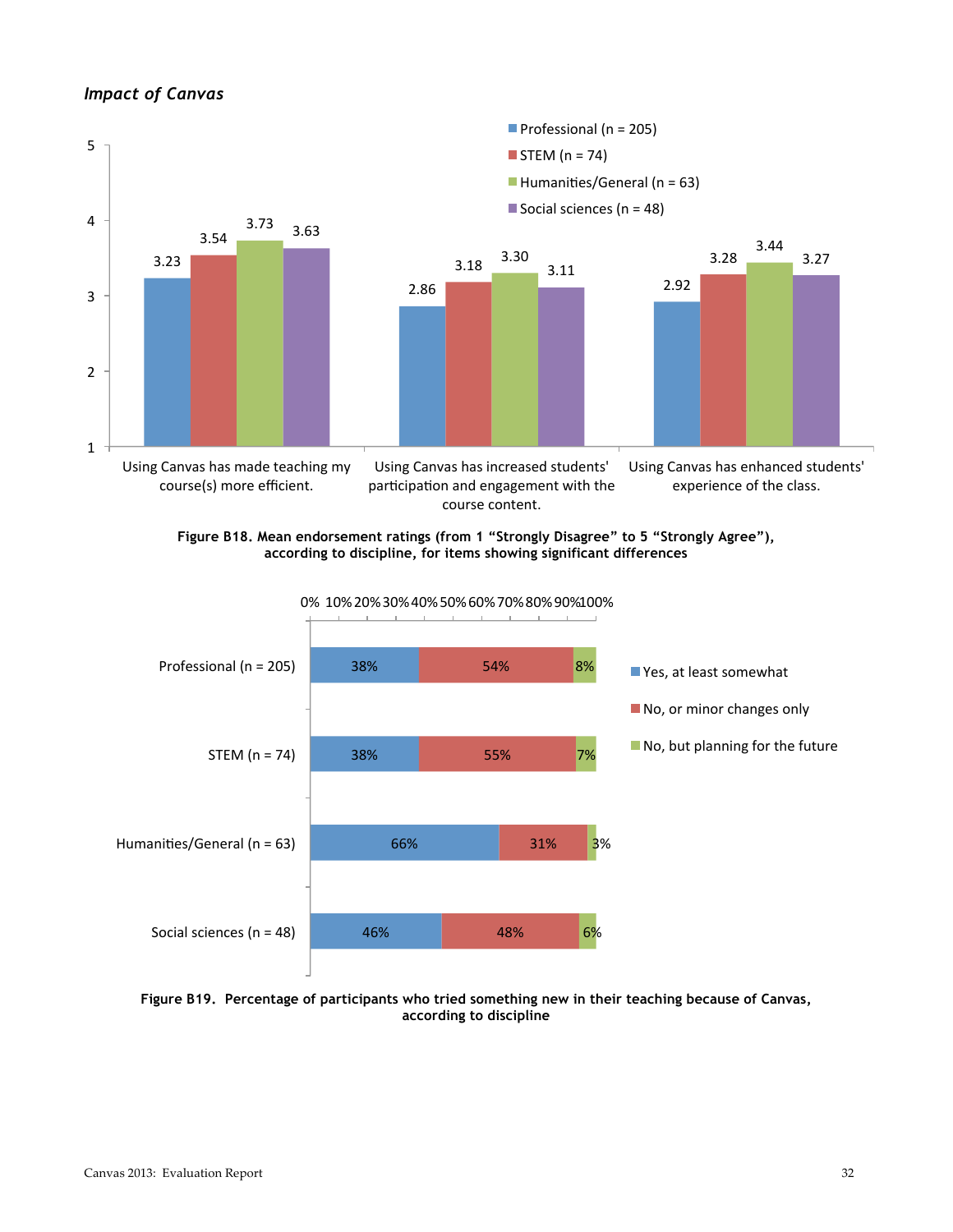*Impact of Canvas*

| | Professional (n = 205) | STEM (n = 74) | Humanities/General (n = 63) | Social sciences (n = 48) |
|---|---|---|---|---|
| Using Canvas has made teaching my course(s) more efficient. | 3.23 | 3.54 | 3.73 | 3.63 |
| Using Canvas has increased students' participation and engagement with the course content. | 2.86 | 3.18 | 3.30 | 3.11 |
| Using Canvas has enhanced students' experience of the class. | 2.92 | 3.28 | 3.44 | 3.27 |

**Figure B18. Mean endorsement ratings (from 1 "Strongly Disagree" to 5 "Strongly Agree"), according to discipline, for items showing significant differences**

| | Yes, at least somewhat | No, or minor changes only | No, but planning for the future |
|---|---|---|---|
| Professional (n = 205) | 38% | 54% | 8% |
| STEM (n = 74) | 38% | 55% | 7% |
| Humanities/General (n = 63) | 66% | 31% | 3% |
| Social sciences (n = 48) | 46% | 48% | 6% |

**Figure B19. Percentage of participants who tried something new in their teaching because of Canvas, according to discipline**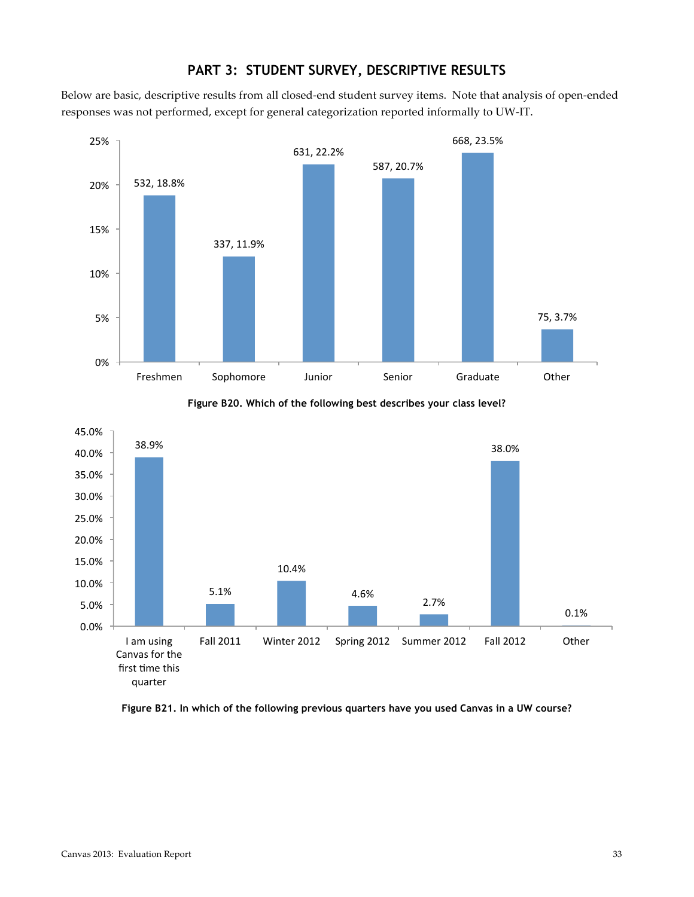# PART 3: STUDENT SURVEY, DESCRIPTIVE RESULTS

Below are basic, descriptive results from all closed-end student survey items. Note that analysis of open-ended responses was not performed, except for general categorization reported informally to UW-IT.

| Class level | N | Percent |
|---|---|---|
| Freshmen | 532 | 18.8% |
| Sophomore | 337 | 11.9% |
| Junior | 631 | 22.2% |
| Senior | 587 | 20.7% |
| Graduate | 668 | 23.5% |
| Other | 75 | 3.7% |

**Figure B20. Which of the following best describes your class level?**

| Quarter | Percent |
|---|---|
| I am using Canvas for the first time this quarter | 38.9% |
| Fall 2011 | 5.1% |
| Winter 2012 | 10.4% |
| Spring 2012 | 4.6% |
| Summer 2012 | 2.7% |
| Fall 2012 | 38.0% |
| Other | 0.1% |

**Figure B21. In which of the following previous quarters have you used Canvas in a UW course?**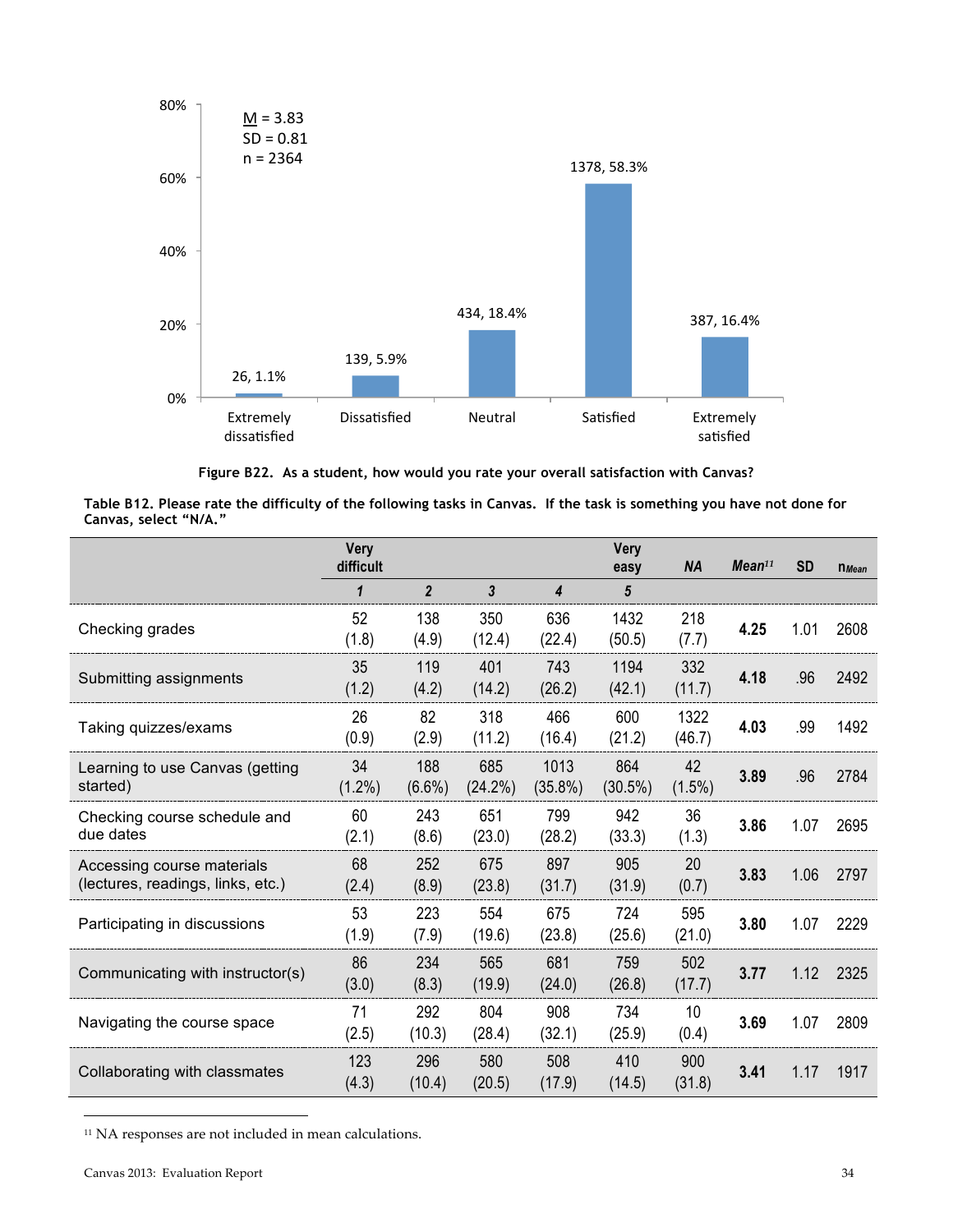M = 3.83
SD = 0.81
n = 2364

| Response | n, % |
|---|---|
| Extremely dissatisfied | 26, 1.1% |
| Dissatisfied | 139, 5.9% |
| Neutral | 434, 18.4% |
| Satisfied | 1378, 58.3% |
| Extremely satisfied | 387, 16.4% |

**Figure B22. As a student, how would you rate your overall satisfaction with Canvas?**

**Table B12. Please rate the difficulty of the following tasks in Canvas. If the task is something you have not done for Canvas, select "N/A."**

| | Very difficult 1 | 2 | 3 | 4 | Very easy 5 | NA | Mean[11] | SD | $n_{Mean}$ |
|---|---|---|---|---|---|---|---|---|---|
| Checking grades | 52 (1.8) | 138 (4.9) | 350 (12.4) | 636 (22.4) | 1432 (50.5) | 218 (7.7) | **4.25** | 1.01 | 2608 |
| Submitting assignments | 35 (1.2) | 119 (4.2) | 401 (14.2) | 743 (26.2) | 1194 (42.1) | 332 (11.7) | **4.18** | .96 | 2492 |
| Taking quizzes/exams | 26 (0.9) | 82 (2.9) | 318 (11.2) | 466 (16.4) | 600 (21.2) | 1322 (46.7) | **4.03** | .99 | 1492 |
| Learning to use Canvas (getting started) | 34 (1.2%) | 188 (6.6%) | 685 (24.2%) | 1013 (35.8%) | 864 (30.5%) | 42 (1.5%) | **3.89** | .96 | 2784 |
| Checking course schedule and due dates | 60 (2.1) | 243 (8.6) | 651 (23.0) | 799 (28.2) | 942 (33.3) | 36 (1.3) | **3.86** | 1.07 | 2695 |
| Accessing course materials (lectures, readings, links, etc.) | 68 (2.4) | 252 (8.9) | 675 (23.8) | 897 (31.7) | 905 (31.9) | 20 (0.7) | **3.83** | 1.06 | 2797 |
| Participating in discussions | 53 (1.9) | 223 (7.9) | 554 (19.6) | 675 (23.8) | 724 (25.6) | 595 (21.0) | **3.80** | 1.07 | 2229 |
| Communicating with instructor(s) | 86 (3.0) | 234 (8.3) | 565 (19.9) | 681 (24.0) | 759 (26.8) | 502 (17.7) | **3.77** | 1.12 | 2325 |
| Navigating the course space | 71 (2.5) | 292 (10.3) | 804 (28.4) | 908 (32.1) | 734 (25.9) | 10 (0.4) | **3.69** | 1.07 | 2809 |
| Collaborating with classmates | 123 (4.3) | 296 (10.4) | 580 (20.5) | 508 (17.9) | 410 (14.5) | 900 (31.8) | **3.41** | 1.17 | 1917 |

[11] NA responses are not included in mean calculations.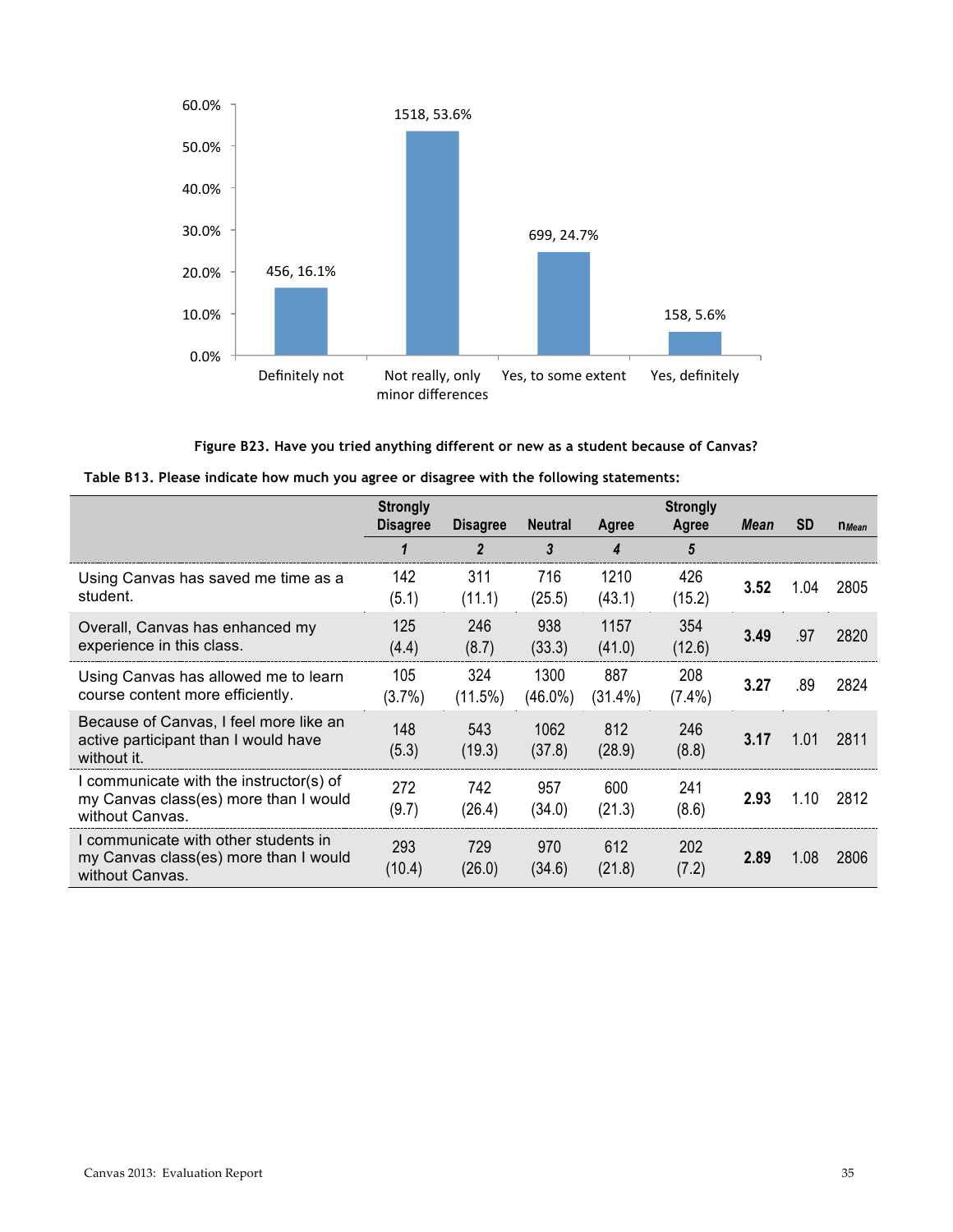60.0%
50.0%
40.0%
30.0%
20.0%
10.0%
0.0%

456, 16.1%
1518, 53.6%
699, 24.7%
158, 5.6%

Definitely not
Not really, only minor differences
Yes, to some extent
Yes, definitely

**Figure B23. Have you tried anything different or new as a student because of Canvas?**

**Table B13. Please indicate how much you agree or disagree with the following statements:**

| | Strongly Disagree | Disagree | Neutral | Agree | Strongly Agree | *Mean* | SD | $n_{Mean}$ |
|---|---|---|---|---|---|---|---|---|
| | *1* | *2* | *3* | *4* | *5* | | | |
| Using Canvas has saved me time as a student. | 142 (5.1) | 311 (11.1) | 716 (25.5) | 1210 (43.1) | 426 (15.2) | **3.52** | 1.04 | 2805 |
| Overall, Canvas has enhanced my experience in this class. | 125 (4.4) | 246 (8.7) | 938 (33.3) | 1157 (41.0) | 354 (12.6) | **3.49** | .97 | 2820 |
| Using Canvas has allowed me to learn course content more efficiently. | 105 (3.7%) | 324 (11.5%) | 1300 (46.0%) | 887 (31.4%) | 208 (7.4%) | **3.27** | .89 | 2824 |
| Because of Canvas, I feel more like an active participant than I would have without it. | 148 (5.3) | 543 (19.3) | 1062 (37.8) | 812 (28.9) | 246 (8.8) | **3.17** | 1.01 | 2811 |
| I communicate with the instructor(s) of my Canvas class(es) more than I would without Canvas. | 272 (9.7) | 742 (26.4) | 957 (34.0) | 600 (21.3) | 241 (8.6) | **2.93** | 1.10 | 2812 |
| I communicate with other students in my Canvas class(es) more than I would without Canvas. | 293 (10.4) | 729 (26.0) | 970 (34.6) | 612 (21.8) | 202 (7.2) | **2.89** | 1.08 | 2806 |